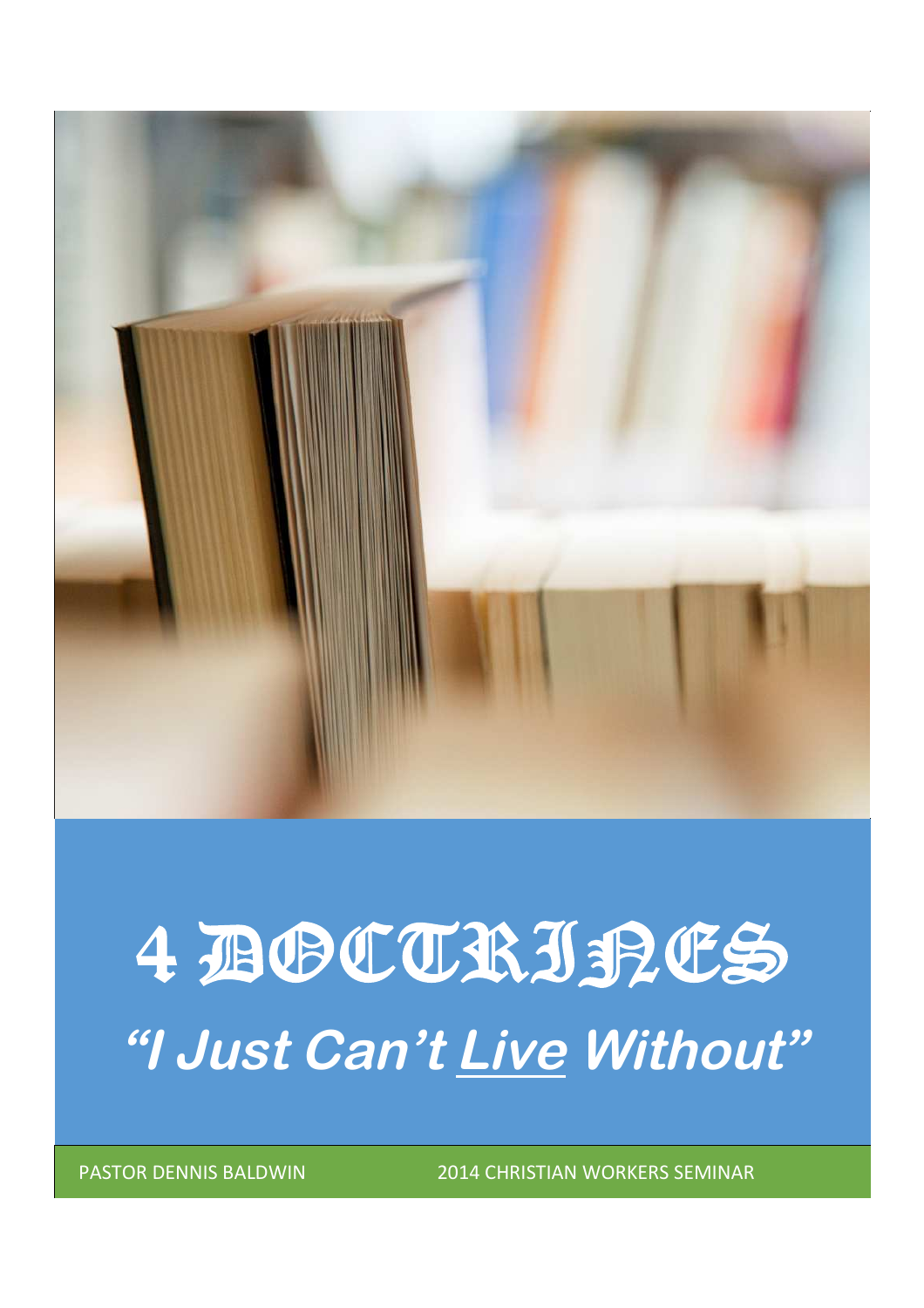# 4 DOCTRINES

## *"I Just Can't Live Without"*

PASTOR DENNIS BALDWIN

2014 CHRISTIAN WORKERS SEMINAR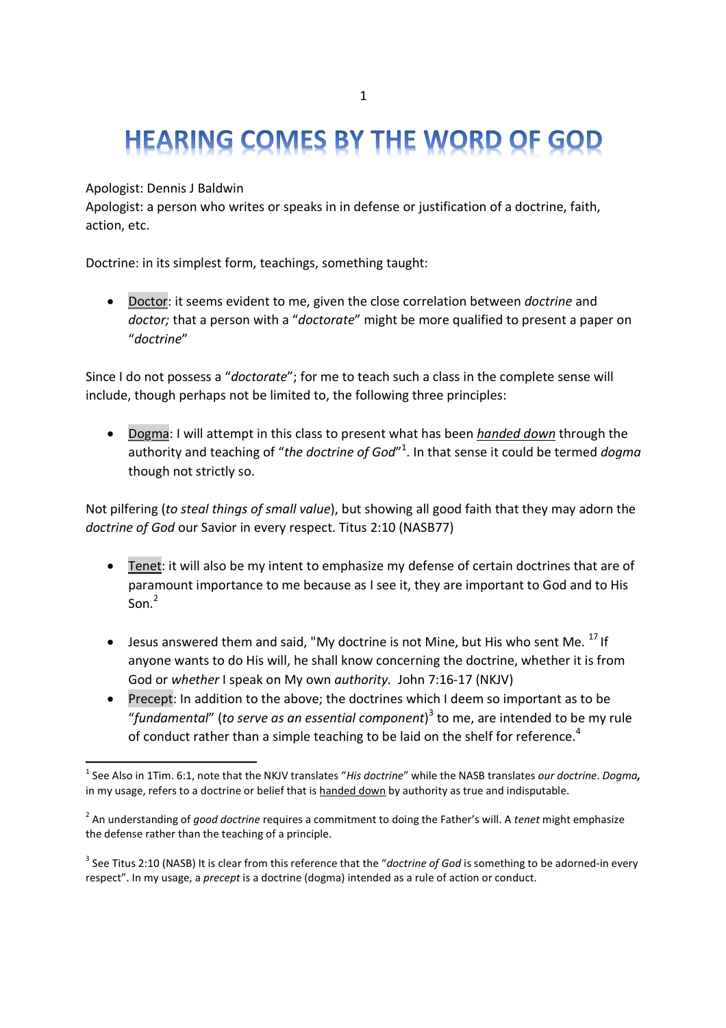# HEARING COMES BY THE WORD OF GOD

Apologist: Dennis J Baldwin
Apologist: a person who writes or speaks in in defense or justification of a doctrine, faith, action, etc.

Doctrine: in its simplest form, teachings, something taught:

- Doctor: it seems evident to me, given the close correlation between *doctrine* and *doctor;* that a person with a "*doctorate*" might be more qualified to present a paper on "*doctrine*"

Since I do not possess a "*doctorate*"; for me to teach such a class in the complete sense will include, though perhaps not be limited to, the following three principles:

- Dogma: I will attempt in this class to present what has been ***handed down*** through the authority and teaching of "*the doctrine of God*"[1]. In that sense it could be termed *dogma* though not strictly so.

Not pilfering (*to steal things of small value*), but showing all good faith that they may adorn the *doctrine of God* our Savior in every respect. Titus 2:10 (NASB77)

- Tenet: it will also be my intent to emphasize my defense of certain doctrines that are of paramount importance to me because as I see it, they are important to God and to His Son.[2]

- Jesus answered them and said, "My doctrine is not Mine, but His who sent Me. [17] If anyone wants to do His will, he shall know concerning the doctrine, whether it is from God or *whether* I speak on My own *authority.* John 7:16-17 (NKJV)
- Precept: In addition to the above; the doctrines which I deem so important as to be "*fundamental*" (*to serve as an essential component*)[3] to me, are intended to be my rule of conduct rather than a simple teaching to be laid on the shelf for reference.[4]

---

[1] See Also in 1Tim. 6:1, note that the NKJV translates "*His doctrine*" while the NASB translates *our doctrine*. ***Dogma,*** in my usage, refers to a doctrine or belief that is handed down by authority as true and indisputable.

[2] An understanding of *good doctrine* requires a commitment to doing the Father's will. A *tenet* might emphasize the defense rather than the teaching of a principle.

[3] See Titus 2:10 (NASB) It is clear from this reference that the "*doctrine of God* is something to be adorned-in every respect". In my usage, a *precept* is a doctrine (dogma) intended as a rule of action or conduct.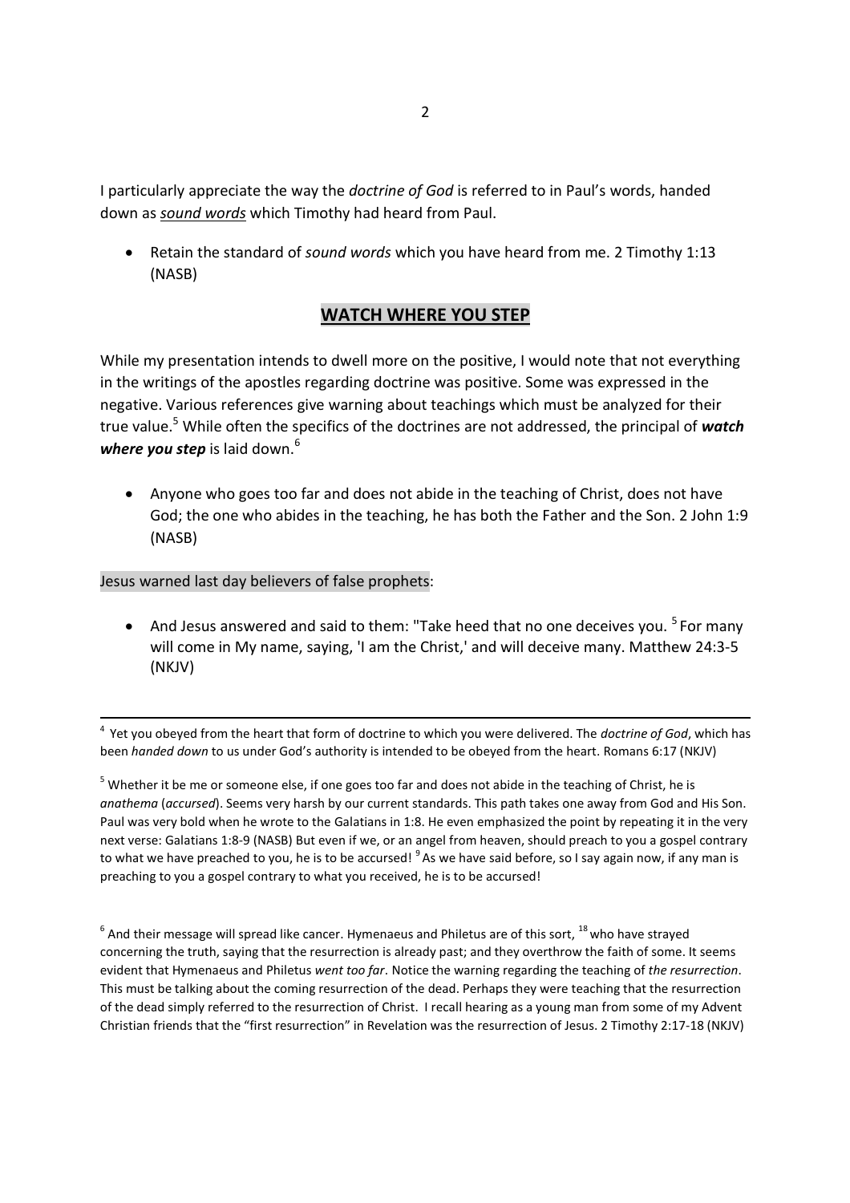I particularly appreciate the way the *doctrine of God* is referred to in Paul's words, handed down as ***sound words*** which Timothy had heard from Paul.

- Retain the standard of *sound words* which you have heard from me. 2 Timothy 1:13 (NASB)

## WATCH WHERE YOU STEP

While my presentation intends to dwell more on the positive, I would note that not everything in the writings of the apostles regarding doctrine was positive. Some was expressed in the negative. Various references give warning about teachings which must be analyzed for their true value.[5] While often the specifics of the doctrines are not addressed, the principal of ***watch where you step*** is laid down.[6]

- Anyone who goes too far and does not abide in the teaching of Christ, does not have God; the one who abides in the teaching, he has both the Father and the Son. 2 John 1:9 (NASB)

Jesus warned last day believers of false prophets:

- And Jesus answered and said to them: "Take heed that no one deceives you. [5] For many will come in My name, saying, 'I am the Christ,' and will deceive many. Matthew 24:3-5 (NKJV)

---

[4] Yet you obeyed from the heart that form of doctrine to which you were delivered. The *doctrine of God*, which has been *handed down* to us under God's authority is intended to be obeyed from the heart. Romans 6:17 (NKJV)

[5] Whether it be me or someone else, if one goes too far and does not abide in the teaching of Christ, he is *anathema* (*accursed*). Seems very harsh by our current standards. This path takes one away from God and His Son. Paul was very bold when he wrote to the Galatians in 1:8. He even emphasized the point by repeating it in the very next verse: Galatians 1:8-9 (NASB) But even if we, or an angel from heaven, should preach to you a gospel contrary to what we have preached to you, he is to be accursed! [9] As we have said before, so I say again now, if any man is preaching to you a gospel contrary to what you received, he is to be accursed!

[6] And their message will spread like cancer. Hymenaeus and Philetus are of this sort, [18] who have strayed concerning the truth, saying that the resurrection is already past; and they overthrow the faith of some. It seems evident that Hymenaeus and Philetus *went too far*. Notice the warning regarding the teaching of *the resurrection*. This must be talking about the coming resurrection of the dead. Perhaps they were teaching that the resurrection of the dead simply referred to the resurrection of Christ. I recall hearing as a young man from some of my Advent Christian friends that the "first resurrection" in Revelation was the resurrection of Jesus. 2 Timothy 2:17-18 (NKJV)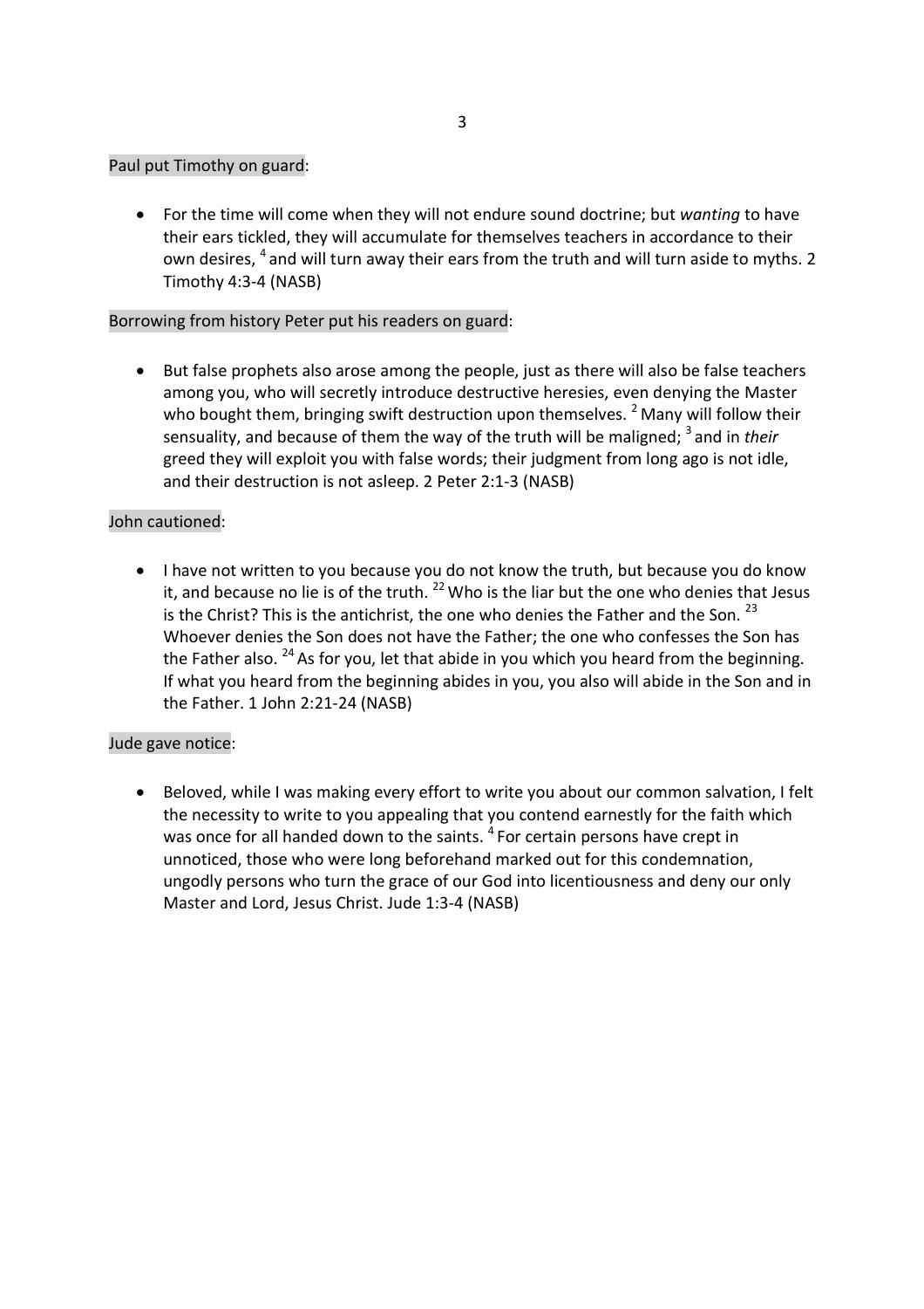Paul put Timothy on guard:

- For the time will come when they will not endure sound doctrine; but *wanting* to have their ears tickled, they will accumulate for themselves teachers in accordance to their own desires, [4] and will turn away their ears from the truth and will turn aside to myths. 2 Timothy 4:3-4 (NASB)

Borrowing from history Peter put his readers on guard:

- But false prophets also arose among the people, just as there will also be false teachers among you, who will secretly introduce destructive heresies, even denying the Master who bought them, bringing swift destruction upon themselves. [2] Many will follow their sensuality, and because of them the way of the truth will be maligned; [3] and in *their* greed they will exploit you with false words; their judgment from long ago is not idle, and their destruction is not asleep. 2 Peter 2:1-3 (NASB)

John cautioned:

- I have not written to you because you do not know the truth, but because you do know it, and because no lie is of the truth. [22] Who is the liar but the one who denies that Jesus is the Christ? This is the antichrist, the one who denies the Father and the Son. [23] Whoever denies the Son does not have the Father; the one who confesses the Son has the Father also. [24] As for you, let that abide in you which you heard from the beginning. If what you heard from the beginning abides in you, you also will abide in the Son and in the Father. 1 John 2:21-24 (NASB)

Jude gave notice:

- Beloved, while I was making every effort to write you about our common salvation, I felt the necessity to write to you appealing that you contend earnestly for the faith which was once for all handed down to the saints. [4] For certain persons have crept in unnoticed, those who were long beforehand marked out for this condemnation, ungodly persons who turn the grace of our God into licentiousness and deny our only Master and Lord, Jesus Christ. Jude 1:3-4 (NASB)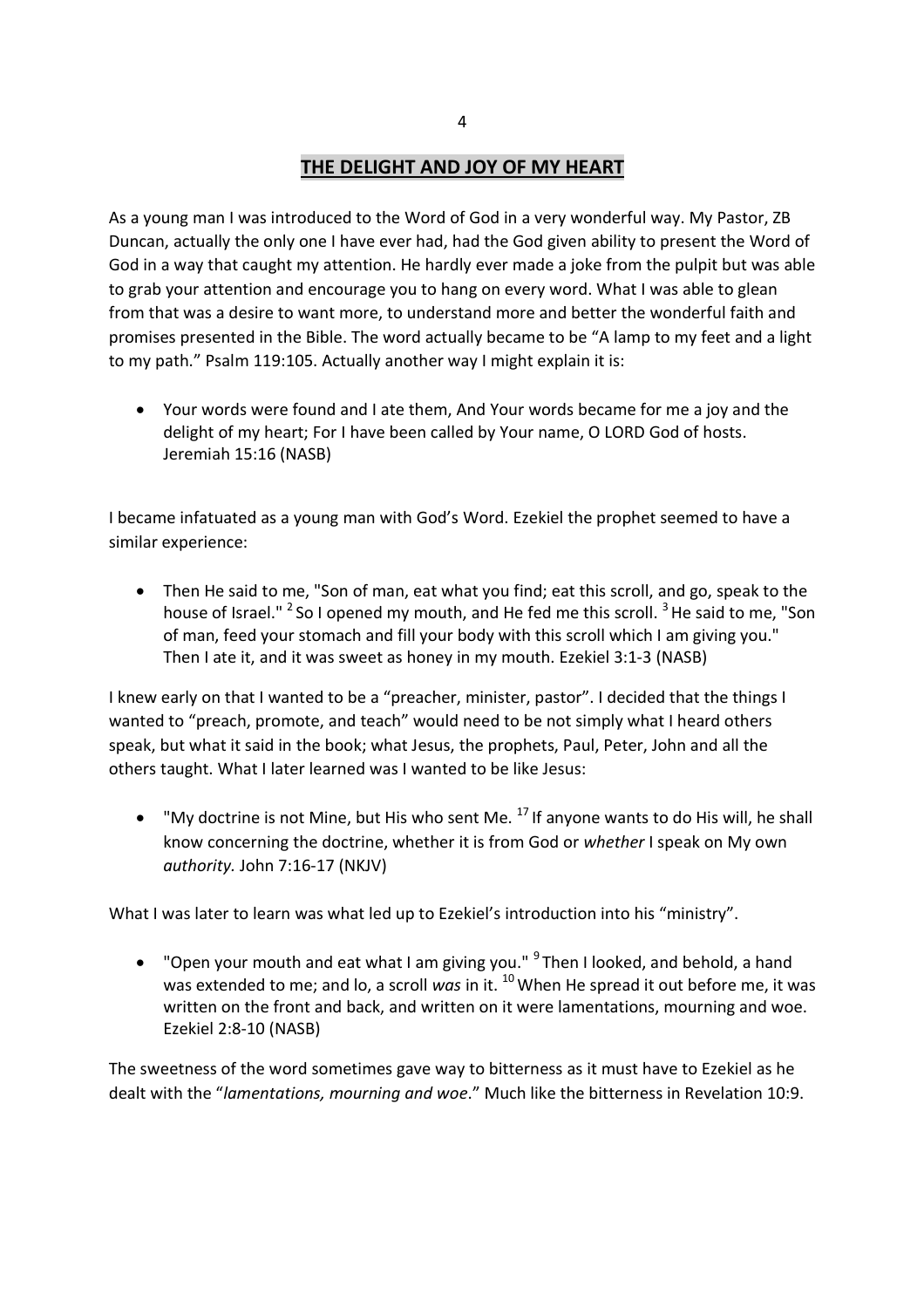## THE DELIGHT AND JOY OF MY HEART

As a young man I was introduced to the Word of God in a very wonderful way. My Pastor, ZB Duncan, actually the only one I have ever had, had the God given ability to present the Word of God in a way that caught my attention. He hardly ever made a joke from the pulpit but was able to grab your attention and encourage you to hang on every word. What I was able to glean from that was a desire to want more, to understand more and better the wonderful faith and promises presented in the Bible. The word actually became to be "A lamp to my feet and a light to my path." Psalm 119:105. Actually another way I might explain it is:

- Your words were found and I ate them, And Your words became for me a joy and the delight of my heart; For I have been called by Your name, O LORD God of hosts. Jeremiah 15:16 (NASB)

I became infatuated as a young man with God's Word. Ezekiel the prophet seemed to have a similar experience:

- Then He said to me, "Son of man, eat what you find; eat this scroll, and go, speak to the house of Israel." [2] So I opened my mouth, and He fed me this scroll. [3] He said to me, "Son of man, feed your stomach and fill your body with this scroll which I am giving you." Then I ate it, and it was sweet as honey in my mouth. Ezekiel 3:1-3 (NASB)

I knew early on that I wanted to be a "preacher, minister, pastor". I decided that the things I wanted to "preach, promote, and teach" would need to be not simply what I heard others speak, but what it said in the book; what Jesus, the prophets, Paul, Peter, John and all the others taught. What I later learned was I wanted to be like Jesus:

- "My doctrine is not Mine, but His who sent Me. [17] If anyone wants to do His will, he shall know concerning the doctrine, whether it is from God or *whether* I speak on My own *authority.* John 7:16-17 (NKJV)

What I was later to learn was what led up to Ezekiel's introduction into his "ministry".

- "Open your mouth and eat what I am giving you." [9] Then I looked, and behold, a hand was extended to me; and lo, a scroll *was* in it. [10] When He spread it out before me, it was written on the front and back, and written on it were lamentations, mourning and woe. Ezekiel 2:8-10 (NASB)

The sweetness of the word sometimes gave way to bitterness as it must have to Ezekiel as he dealt with the "*lamentations, mourning and woe*." Much like the bitterness in Revelation 10:9.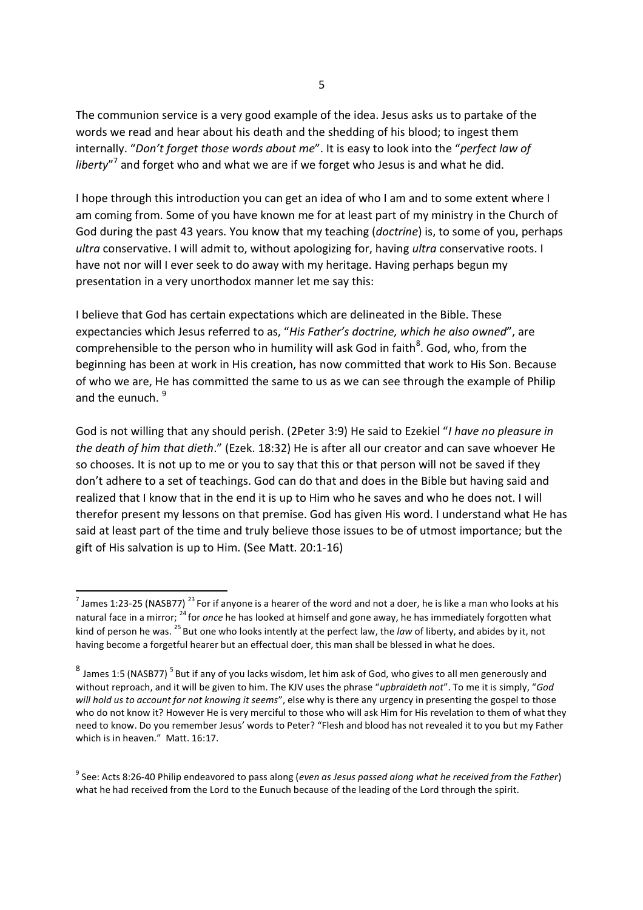The communion service is a very good example of the idea. Jesus asks us to partake of the words we read and hear about his death and the shedding of his blood; to ingest them internally. "*Don't forget those words about me*". It is easy to look into the "*perfect law of liberty*"[7] and forget who and what we are if we forget who Jesus is and what he did.

I hope through this introduction you can get an idea of who I am and to some extent where I am coming from. Some of you have known me for at least part of my ministry in the Church of God during the past 43 years. You know that my teaching (*doctrine*) is, to some of you, perhaps *ultra* conservative. I will admit to, without apologizing for, having *ultra* conservative roots. I have not nor will I ever seek to do away with my heritage. Having perhaps begun my presentation in a very unorthodox manner let me say this:

I believe that God has certain expectations which are delineated in the Bible. These expectancies which Jesus referred to as, "*His Father's doctrine, which he also owned*", are comprehensible to the person who in humility will ask God in faith[8]. God, who, from the beginning has been at work in His creation, has now committed that work to His Son. Because of who we are, He has committed the same to us as we can see through the example of Philip and the eunuch. [9]

God is not willing that any should perish. (2Peter 3:9) He said to Ezekiel "*I have no pleasure in the death of him that dieth*." (Ezek. 18:32) He is after all our creator and can save whoever He so chooses. It is not up to me or you to say that this or that person will not be saved if they don't adhere to a set of teachings. God can do that and does in the Bible but having said and realized that I know that in the end it is up to Him who he saves and who he does not. I will therefor present my lessons on that premise. God has given His word. I understand what He has said at least part of the time and truly believe those issues to be of utmost importance; but the gift of His salvation is up to Him. (See Matt. 20:1-16)

---

[7] James 1:23-25 (NASB77) [23] For if anyone is a hearer of the word and not a doer, he is like a man who looks at his natural face in a mirror; [24] for *once* he has looked at himself and gone away, he has immediately forgotten what kind of person he was. [25] But one who looks intently at the perfect law, the *law* of liberty, and abides by it, not having become a forgetful hearer but an effectual doer, this man shall be blessed in what he does.

[8] James 1:5 (NASB77) [5] But if any of you lacks wisdom, let him ask of God, who gives to all men generously and without reproach, and it will be given to him. The KJV uses the phrase "*upbraideth not*". To me it is simply, "*God will hold us to account for not knowing it seems*", else why is there any urgency in presenting the gospel to those who do not know it? However He is very merciful to those who will ask Him for His revelation to them of what they need to know. Do you remember Jesus' words to Peter? "Flesh and blood has not revealed it to you but my Father which is in heaven." Matt. 16:17.

[9] See: Acts 8:26-40 Philip endeavored to pass along (*even as Jesus passed along what he received from the Father*) what he had received from the Lord to the Eunuch because of the leading of the Lord through the spirit.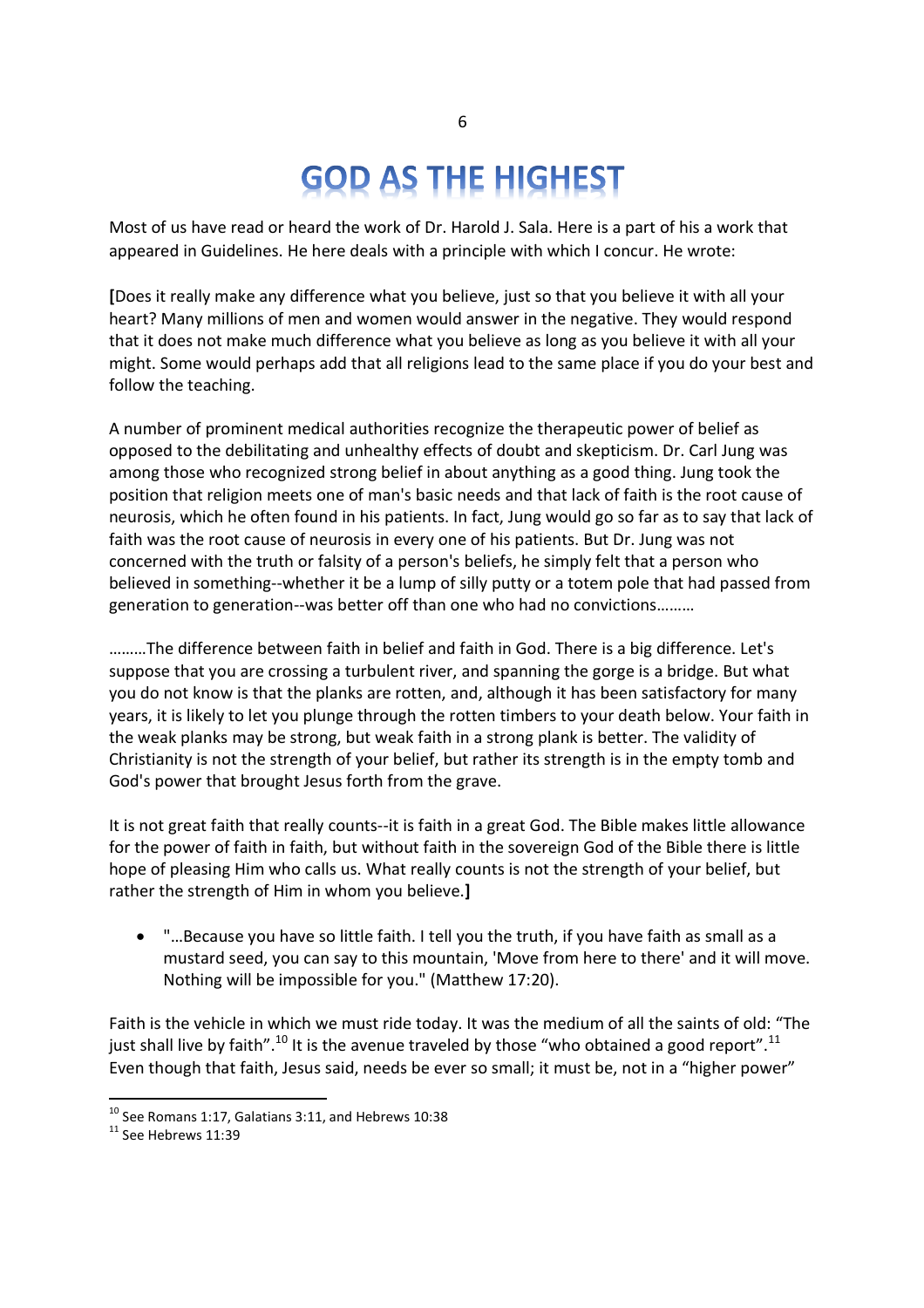# GOD AS THE HIGHEST

Most of us have read or heard the work of Dr. Harold J. Sala. Here is a part of his a work that appeared in Guidelines. He here deals with a principle with which I concur. He wrote:

**[**Does it really make any difference what you believe, just so that you believe it with all your heart? Many millions of men and women would answer in the negative. They would respond that it does not make much difference what you believe as long as you believe it with all your might. Some would perhaps add that all religions lead to the same place if you do your best and follow the teaching.

A number of prominent medical authorities recognize the therapeutic power of belief as opposed to the debilitating and unhealthy effects of doubt and skepticism. Dr. Carl Jung was among those who recognized strong belief in about anything as a good thing. Jung took the position that religion meets one of man's basic needs and that lack of faith is the root cause of neurosis, which he often found in his patients. In fact, Jung would go so far as to say that lack of faith was the root cause of neurosis in every one of his patients. But Dr. Jung was not concerned with the truth or falsity of a person's beliefs, he simply felt that a person who believed in something--whether it be a lump of silly putty or a totem pole that had passed from generation to generation--was better off than one who had no convictions………

………The difference between faith in belief and faith in God. There is a big difference. Let's suppose that you are crossing a turbulent river, and spanning the gorge is a bridge. But what you do not know is that the planks are rotten, and, although it has been satisfactory for many years, it is likely to let you plunge through the rotten timbers to your death below. Your faith in the weak planks may be strong, but weak faith in a strong plank is better. The validity of Christianity is not the strength of your belief, but rather its strength is in the empty tomb and God's power that brought Jesus forth from the grave.

It is not great faith that really counts--it is faith in a great God. The Bible makes little allowance for the power of faith in faith, but without faith in the sovereign God of the Bible there is little hope of pleasing Him who calls us. What really counts is not the strength of your belief, but rather the strength of Him in whom you believe.**]**

- "…Because you have so little faith. I tell you the truth, if you have faith as small as a mustard seed, you can say to this mountain, 'Move from here to there' and it will move. Nothing will be impossible for you." (Matthew 17:20).

Faith is the vehicle in which we must ride today. It was the medium of all the saints of old: "The just shall live by faith".[10] It is the avenue traveled by those "who obtained a good report".[11] Even though that faith, Jesus said, needs be ever so small; it must be, not in a "higher power"

[10] See Romans 1:17, Galatians 3:11, and Hebrews 10:38

[11] See Hebrews 11:39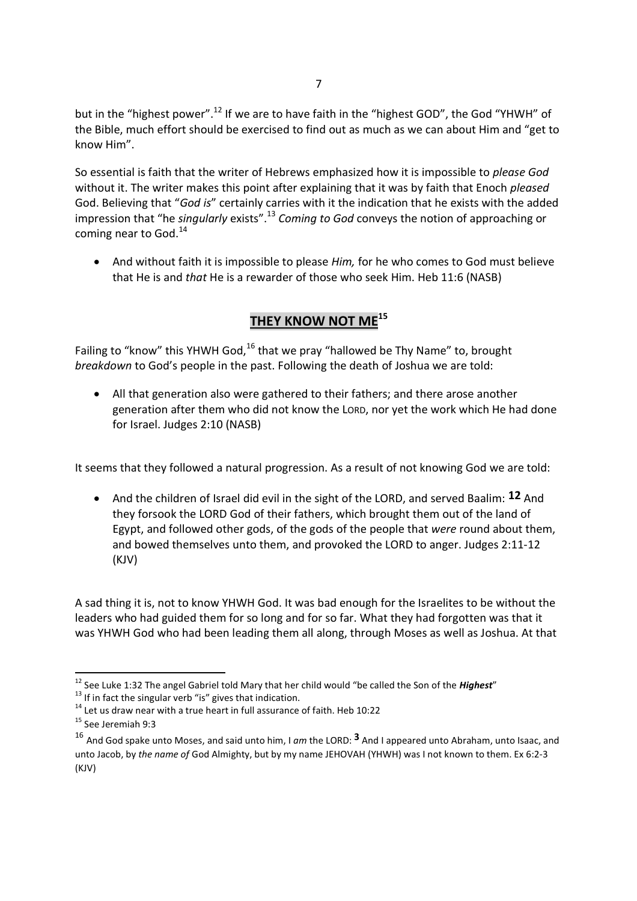but in the "highest power".[12] If we are to have faith in the "highest GOD", the God "YHWH" of the Bible, much effort should be exercised to find out as much as we can about Him and "get to know Him".

So essential is faith that the writer of Hebrews emphasized how it is impossible to *please God* without it. The writer makes this point after explaining that it was by faith that Enoch *pleased* God. Believing that "*God is*" certainly carries with it the indication that he exists with the added impression that "he *singularly* exists".[13] *Coming to God* conveys the notion of approaching or coming near to God.[14]

- And without faith it is impossible to please *Him,* for he who comes to God must believe that He is and *that* He is a rewarder of those who seek Him. Heb 11:6 (NASB)

## THEY KNOW NOT ME[15]

Failing to "know" this YHWH God,[16] that we pray "hallowed be Thy Name" to, brought *breakdown* to God's people in the past. Following the death of Joshua we are told:

- All that generation also were gathered to their fathers; and there arose another generation after them who did not know the LORD, nor yet the work which He had done for Israel. Judges 2:10 (NASB)

It seems that they followed a natural progression. As a result of not knowing God we are told:

- And the children of Israel did evil in the sight of the LORD, and served Baalim: **12** And they forsook the LORD God of their fathers, which brought them out of the land of Egypt, and followed other gods, of the gods of the people that *were* round about them, and bowed themselves unto them, and provoked the LORD to anger. Judges 2:11-12 (KJV)

A sad thing it is, not to know YHWH God. It was bad enough for the Israelites to be without the leaders who had guided them for so long and for so far. What they had forgotten was that it was YHWH God who had been leading them all along, through Moses as well as Joshua. At that

---

[12] See Luke 1:32 The angel Gabriel told Mary that her child would "be called the Son of the ***Highest***"

[13] If in fact the singular verb "is" gives that indication.

[14] Let us draw near with a true heart in full assurance of faith. Heb 10:22

[15] See Jeremiah 9:3

[16] And God spake unto Moses, and said unto him, I *am* the LORD: **3** And I appeared unto Abraham, unto Isaac, and unto Jacob, by *the name of* God Almighty, but by my name JEHOVAH (YHWH) was I not known to them. Ex 6:2-3 (KJV)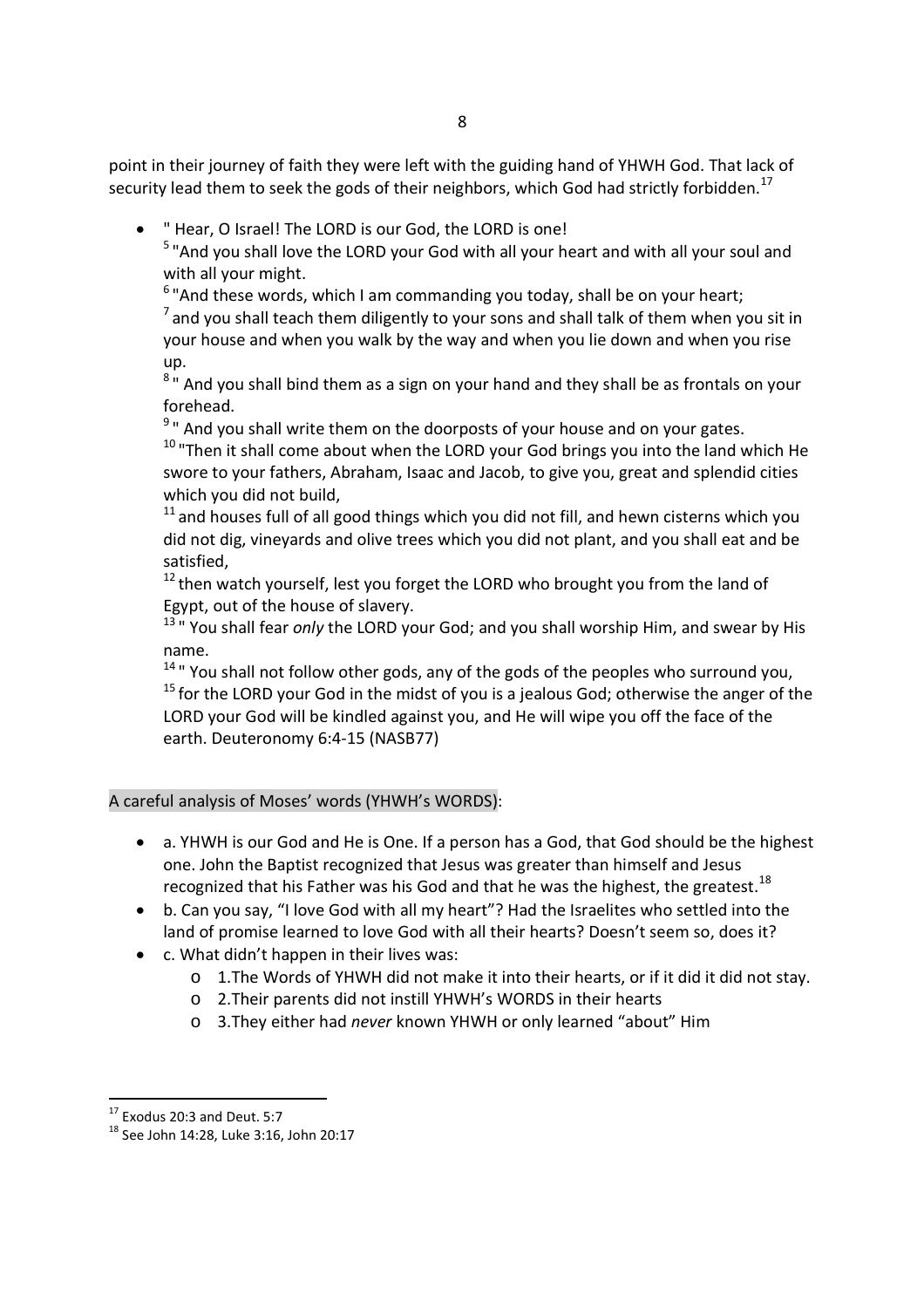point in their journey of faith they were left with the guiding hand of YHWH God. That lack of security lead them to seek the gods of their neighbors, which God had strictly forbidden.[17]

- " Hear, O Israel! The LORD is our God, the LORD is one!
  [5] "And you shall love the LORD your God with all your heart and with all your soul and with all your might.
  [6] "And these words, which I am commanding you today, shall be on your heart;
  [7] and you shall teach them diligently to your sons and shall talk of them when you sit in your house and when you walk by the way and when you lie down and when you rise up.
  [8] " And you shall bind them as a sign on your hand and they shall be as frontals on your forehead.
  [9] " And you shall write them on the doorposts of your house and on your gates.
  [10] "Then it shall come about when the LORD your God brings you into the land which He swore to your fathers, Abraham, Isaac and Jacob, to give you, great and splendid cities which you did not build,
  [11] and houses full of all good things which you did not fill, and hewn cisterns which you did not dig, vineyards and olive trees which you did not plant, and you shall eat and be satisfied,
  [12] then watch yourself, lest you forget the LORD who brought you from the land of Egypt, out of the house of slavery.
  [13] " You shall fear *only* the LORD your God; and you shall worship Him, and swear by His name.
  [14] " You shall not follow other gods, any of the gods of the peoples who surround you,
  [15] for the LORD your God in the midst of you is a jealous God; otherwise the anger of the LORD your God will be kindled against you, and He will wipe you off the face of the earth. Deuteronomy 6:4-15 (NASB77)

A careful analysis of Moses' words (YHWH's WORDS):

- a. YHWH is our God and He is One. If a person has a God, that God should be the highest one. John the Baptist recognized that Jesus was greater than himself and Jesus recognized that his Father was his God and that he was the highest, the greatest.[18]
- b. Can you say, "I love God with all my heart"? Had the Israelites who settled into the land of promise learned to love God with all their hearts? Doesn't seem so, does it?
- c. What didn't happen in their lives was:
  - 1.The Words of YHWH did not make it into their hearts, or if it did it did not stay.
  - 2.Their parents did not instill YHWH's WORDS in their hearts
  - 3.They either had *never* known YHWH or only learned "about" Him

---

[17] Exodus 20:3 and Deut. 5:7

[18] See John 14:28, Luke 3:16, John 20:17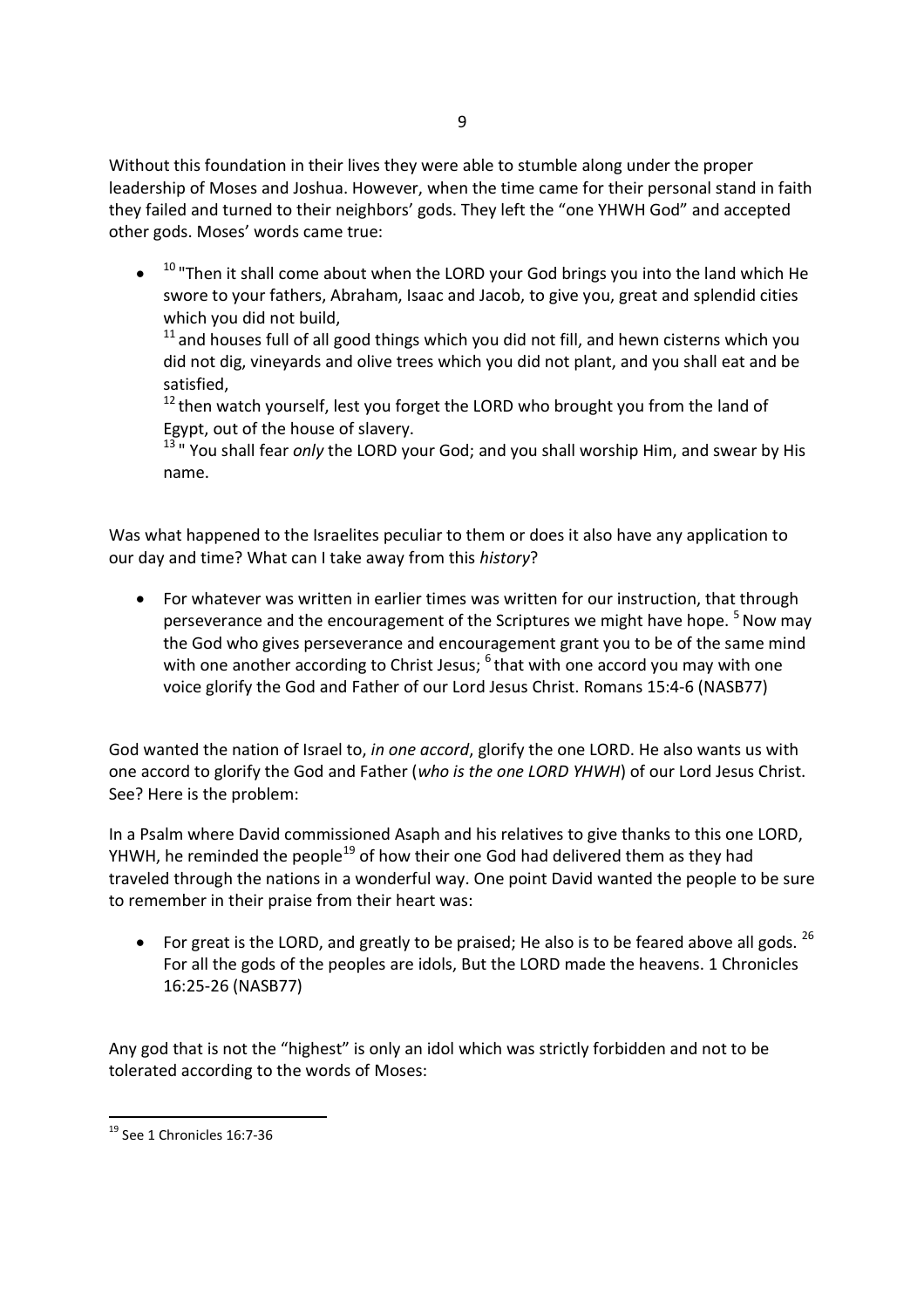Without this foundation in their lives they were able to stumble along under the proper leadership of Moses and Joshua. However, when the time came for their personal stand in faith they failed and turned to their neighbors' gods. They left the "one YHWH God" and accepted other gods. Moses' words came true:

- [10] "Then it shall come about when the LORD your God brings you into the land which He swore to your fathers, Abraham, Isaac and Jacob, to give you, great and splendid cities which you did not build,
  [11] and houses full of all good things which you did not fill, and hewn cisterns which you did not dig, vineyards and olive trees which you did not plant, and you shall eat and be satisfied,
  [12] then watch yourself, lest you forget the LORD who brought you from the land of Egypt, out of the house of slavery.
  [13] " You shall fear *only* the LORD your God; and you shall worship Him, and swear by His name.

Was what happened to the Israelites peculiar to them or does it also have any application to our day and time? What can I take away from this *history*?

- For whatever was written in earlier times was written for our instruction, that through perseverance and the encouragement of the Scriptures we might have hope. [5] Now may the God who gives perseverance and encouragement grant you to be of the same mind with one another according to Christ Jesus; [6] that with one accord you may with one voice glorify the God and Father of our Lord Jesus Christ. Romans 15:4-6 (NASB77)

God wanted the nation of Israel to, *in one accord*, glorify the one LORD. He also wants us with one accord to glorify the God and Father (*who is the one LORD YHWH*) of our Lord Jesus Christ. See? Here is the problem:

In a Psalm where David commissioned Asaph and his relatives to give thanks to this one LORD, YHWH, he reminded the people[19] of how their one God had delivered them as they had traveled through the nations in a wonderful way. One point David wanted the people to be sure to remember in their praise from their heart was:

- For great is the LORD, and greatly to be praised; He also is to be feared above all gods. [26] For all the gods of the peoples are idols, But the LORD made the heavens. 1 Chronicles 16:25-26 (NASB77)

Any god that is not the "highest" is only an idol which was strictly forbidden and not to be tolerated according to the words of Moses:

[19] See 1 Chronicles 16:7-36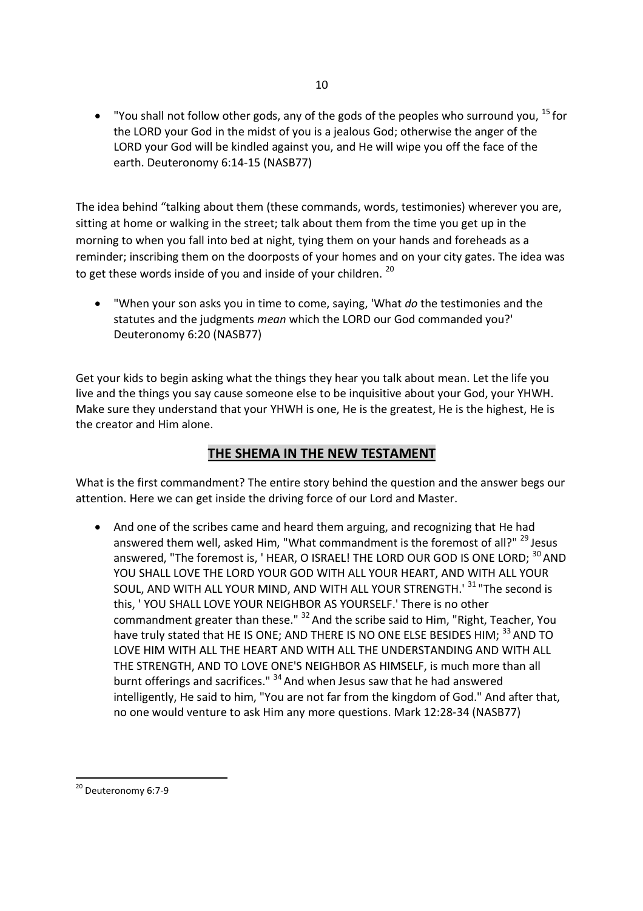- "You shall not follow other gods, any of the gods of the peoples who surround you, [15] for the LORD your God in the midst of you is a jealous God; otherwise the anger of the LORD your God will be kindled against you, and He will wipe you off the face of the earth. Deuteronomy 6:14-15 (NASB77)

The idea behind "talking about them (these commands, words, testimonies) wherever you are, sitting at home or walking in the street; talk about them from the time you get up in the morning to when you fall into bed at night, tying them on your hands and foreheads as a reminder; inscribing them on the doorposts of your homes and on your city gates. The idea was to get these words inside of you and inside of your children. [20]

- "When your son asks you in time to come, saying, 'What *do* the testimonies and the statutes and the judgments *mean* which the LORD our God commanded you?' Deuteronomy 6:20 (NASB77)

Get your kids to begin asking what the things they hear you talk about mean. Let the life you live and the things you say cause someone else to be inquisitive about your God, your YHWH. Make sure they understand that your YHWH is one, He is the greatest, He is the highest, He is the creator and Him alone.

## THE SHEMA IN THE NEW TESTAMENT

What is the first commandment? The entire story behind the question and the answer begs our attention. Here we can get inside the driving force of our Lord and Master.

- And one of the scribes came and heard them arguing, and recognizing that He had answered them well, asked Him, "What commandment is the foremost of all?" [29] Jesus answered, "The foremost is, ' HEAR, O ISRAEL! THE LORD OUR GOD IS ONE LORD; [30] AND YOU SHALL LOVE THE LORD YOUR GOD WITH ALL YOUR HEART, AND WITH ALL YOUR SOUL, AND WITH ALL YOUR MIND, AND WITH ALL YOUR STRENGTH.' [31] "The second is this, ' YOU SHALL LOVE YOUR NEIGHBOR AS YOURSELF.' There is no other commandment greater than these." [32] And the scribe said to Him, "Right, Teacher, You have truly stated that HE IS ONE; AND THERE IS NO ONE ELSE BESIDES HIM; [33] AND TO LOVE HIM WITH ALL THE HEART AND WITH ALL THE UNDERSTANDING AND WITH ALL THE STRENGTH, AND TO LOVE ONE'S NEIGHBOR AS HIMSELF, is much more than all burnt offerings and sacrifices." [34] And when Jesus saw that he had answered intelligently, He said to him, "You are not far from the kingdom of God." And after that, no one would venture to ask Him any more questions. Mark 12:28-34 (NASB77)

---

[20] Deuteronomy 6:7-9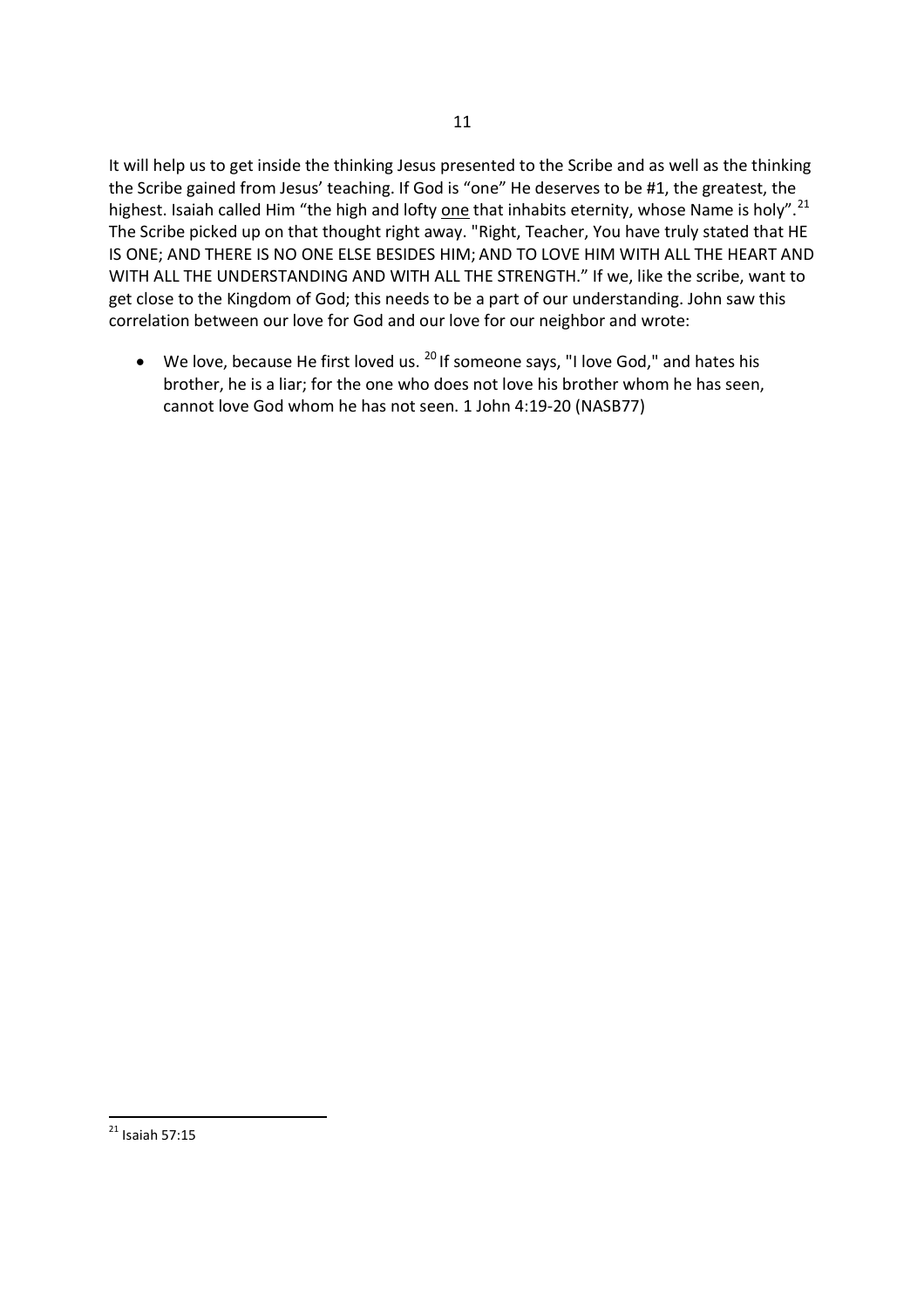It will help us to get inside the thinking Jesus presented to the Scribe and as well as the thinking the Scribe gained from Jesus' teaching. If God is "one" He deserves to be #1, the greatest, the highest. Isaiah called Him "the high and lofty <u>one</u> that inhabits eternity, whose Name is holy".[21] The Scribe picked up on that thought right away. "Right, Teacher, You have truly stated that HE IS ONE; AND THERE IS NO ONE ELSE BESIDES HIM; AND TO LOVE HIM WITH ALL THE HEART AND WITH ALL THE UNDERSTANDING AND WITH ALL THE STRENGTH." If we, like the scribe, want to get close to the Kingdom of God; this needs to be a part of our understanding. John saw this correlation between our love for God and our love for our neighbor and wrote:

- We love, because He first loved us. [20] If someone says, "I love God," and hates his brother, he is a liar; for the one who does not love his brother whom he has seen, cannot love God whom he has not seen. 1 John 4:19-20 (NASB77)

---

[21] Isaiah 57:15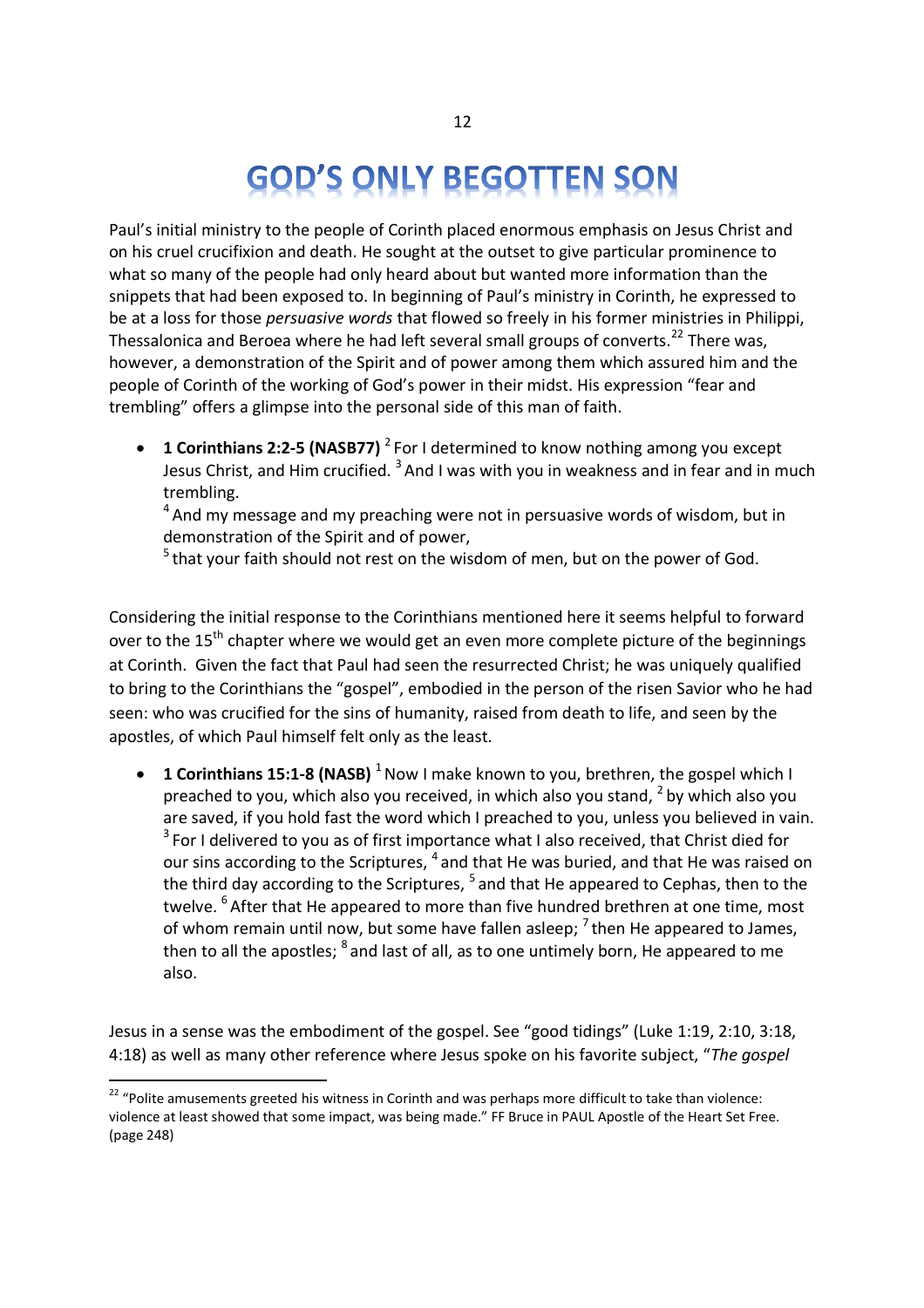# GOD'S ONLY BEGOTTEN SON

Paul's initial ministry to the people of Corinth placed enormous emphasis on Jesus Christ and on his cruel crucifixion and death. He sought at the outset to give particular prominence to what so many of the people had only heard about but wanted more information than the snippets that had been exposed to. In beginning of Paul's ministry in Corinth, he expressed to be at a loss for those *persuasive words* that flowed so freely in his former ministries in Philippi, Thessalonica and Beroea where he had left several small groups of converts.[22] There was, however, a demonstration of the Spirit and of power among them which assured him and the people of Corinth of the working of God's power in their midst. His expression "fear and trembling" offers a glimpse into the personal side of this man of faith.

- **1 Corinthians 2:2-5 (NASB77)** [2] For I determined to know nothing among you except Jesus Christ, and Him crucified. [3] And I was with you in weakness and in fear and in much trembling.
  [4] And my message and my preaching were not in persuasive words of wisdom, but in demonstration of the Spirit and of power,
  [5] that your faith should not rest on the wisdom of men, but on the power of God.

Considering the initial response to the Corinthians mentioned here it seems helpful to forward over to the 15th chapter where we would get an even more complete picture of the beginnings at Corinth. Given the fact that Paul had seen the resurrected Christ; he was uniquely qualified to bring to the Corinthians the "gospel", embodied in the person of the risen Savior who he had seen: who was crucified for the sins of humanity, raised from death to life, and seen by the apostles, of which Paul himself felt only as the least.

- **1 Corinthians 15:1-8 (NASB)** [1] Now I make known to you, brethren, the gospel which I preached to you, which also you received, in which also you stand, [2] by which also you are saved, if you hold fast the word which I preached to you, unless you believed in vain. [3] For I delivered to you as of first importance what I also received, that Christ died for our sins according to the Scriptures, [4] and that He was buried, and that He was raised on the third day according to the Scriptures, [5] and that He appeared to Cephas, then to the twelve. [6] After that He appeared to more than five hundred brethren at one time, most of whom remain until now, but some have fallen asleep; [7] then He appeared to James, then to all the apostles; [8] and last of all, as to one untimely born, He appeared to me also.

Jesus in a sense was the embodiment of the gospel. See "good tidings" (Luke 1:19, 2:10, 3:18, 4:18) as well as many other reference where Jesus spoke on his favorite subject, "*The gospel*

[22] "Polite amusements greeted his witness in Corinth and was perhaps more difficult to take than violence: violence at least showed that some impact, was being made." FF Bruce in PAUL Apostle of the Heart Set Free. (page 248)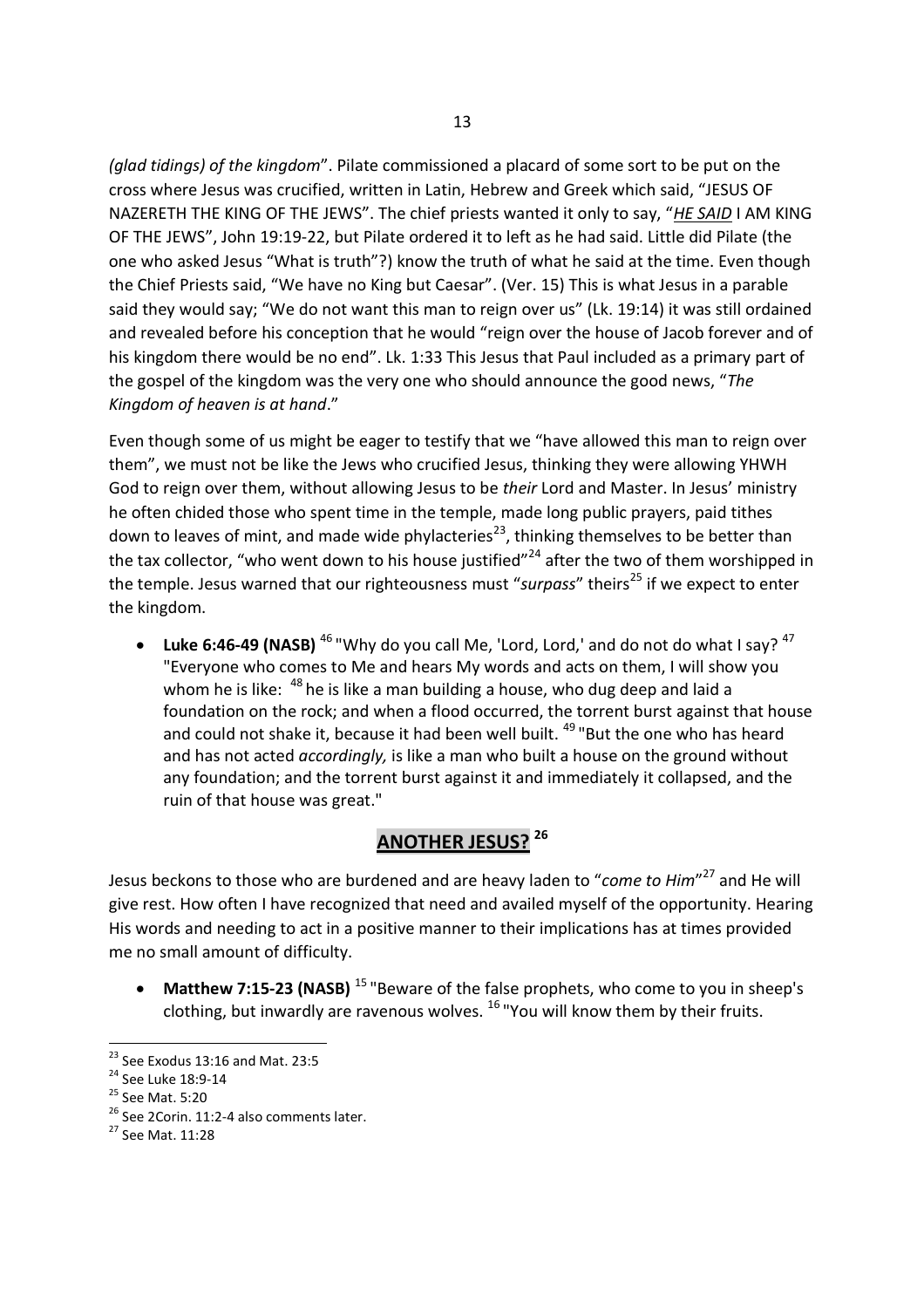*(glad tidings) of the kingdom*". Pilate commissioned a placard of some sort to be put on the cross where Jesus was crucified, written in Latin, Hebrew and Greek which said, "JESUS OF NAZERETH THE KING OF THE JEWS". The chief priests wanted it only to say, "***HE SAID*** I AM KING OF THE JEWS", John 19:19-22, but Pilate ordered it to left as he had said. Little did Pilate (the one who asked Jesus "What is truth"?) know the truth of what he said at the time. Even though the Chief Priests said, "We have no King but Caesar". (Ver. 15) This is what Jesus in a parable said they would say; "We do not want this man to reign over us" (Lk. 19:14) it was still ordained and revealed before his conception that he would "reign over the house of Jacob forever and of his kingdom there would be no end". Lk. 1:33 This Jesus that Paul included as a primary part of the gospel of the kingdom was the very one who should announce the good news, "*The Kingdom of heaven is at hand*."

Even though some of us might be eager to testify that we "have allowed this man to reign over them", we must not be like the Jews who crucified Jesus, thinking they were allowing YHWH God to reign over them, without allowing Jesus to be *their* Lord and Master. In Jesus' ministry he often chided those who spent time in the temple, made long public prayers, paid tithes down to leaves of mint, and made wide phylacteries[23], thinking themselves to be better than the tax collector, "who went down to his house justified"[24] after the two of them worshipped in the temple. Jesus warned that our righteousness must "*surpass*" theirs[25] if we expect to enter the kingdom.

- **Luke 6:46-49 (NASB)** [46] "Why do you call Me, 'Lord, Lord,' and do not do what I say? [47] "Everyone who comes to Me and hears My words and acts on them, I will show you whom he is like: [48] he is like a man building a house, who dug deep and laid a foundation on the rock; and when a flood occurred, the torrent burst against that house and could not shake it, because it had been well built. [49] "But the one who has heard and has not acted *accordingly,* is like a man who built a house on the ground without any foundation; and the torrent burst against it and immediately it collapsed, and the ruin of that house was great."

## ANOTHER JESUS? [26]

Jesus beckons to those who are burdened and are heavy laden to "*come to Him*"[27] and He will give rest. How often I have recognized that need and availed myself of the opportunity. Hearing His words and needing to act in a positive manner to their implications has at times provided me no small amount of difficulty.

- **Matthew 7:15-23 (NASB)** [15] "Beware of the false prophets, who come to you in sheep's clothing, but inwardly are ravenous wolves. [16] "You will know them by their fruits.

---

[23] See Exodus 13:16 and Mat. 23:5

[24] See Luke 18:9-14

[25] See Mat. 5:20

[26] See 2Corin. 11:2-4 also comments later.

[27] See Mat. 11:28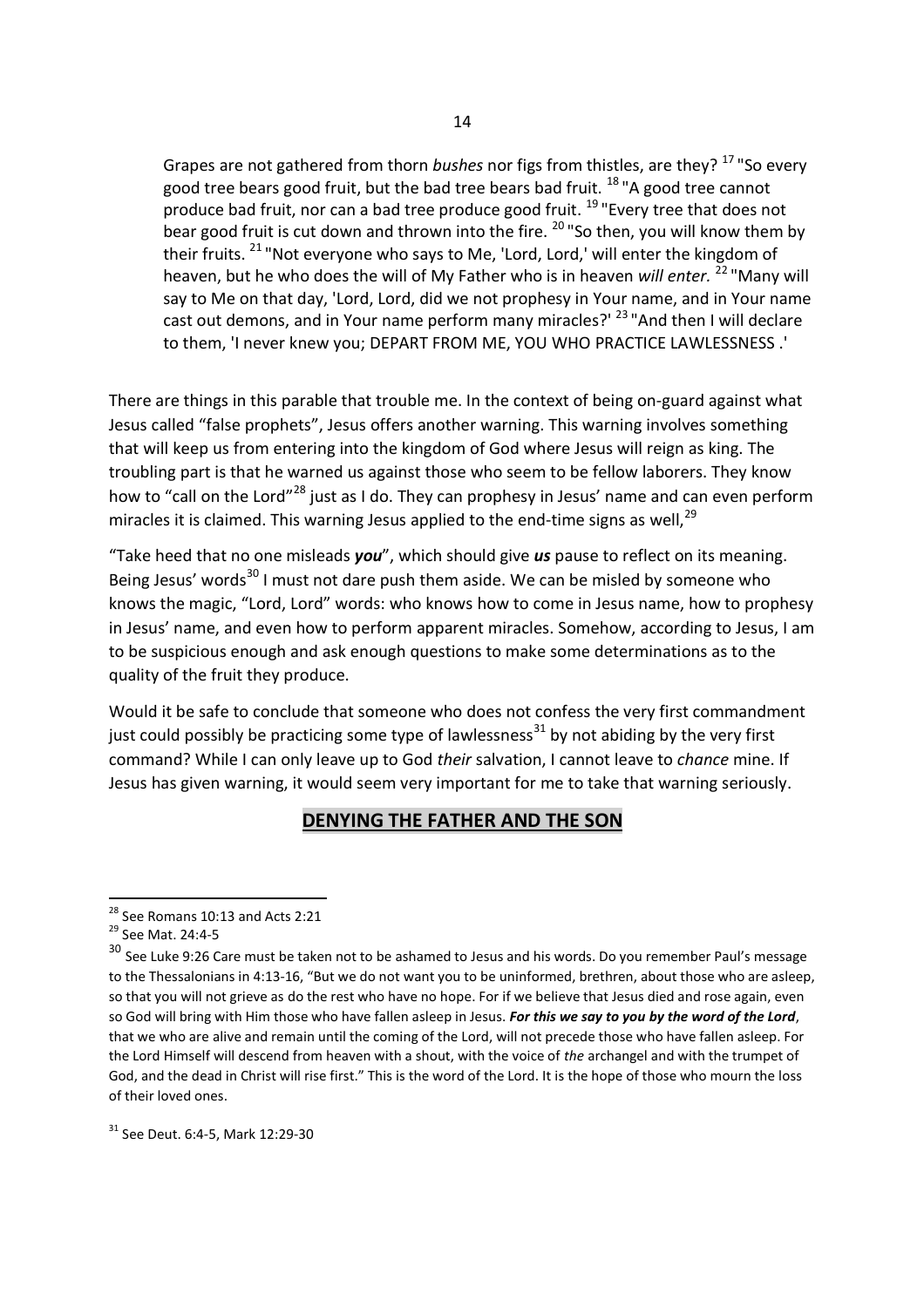> Grapes are not gathered from thorn *bushes* nor figs from thistles, are they? [17] "So every good tree bears good fruit, but the bad tree bears bad fruit. [18] "A good tree cannot produce bad fruit, nor can a bad tree produce good fruit. [19] "Every tree that does not bear good fruit is cut down and thrown into the fire. [20] "So then, you will know them by their fruits. [21] "Not everyone who says to Me, 'Lord, Lord,' will enter the kingdom of heaven, but he who does the will of My Father who is in heaven *will enter.* [22] "Many will say to Me on that day, 'Lord, Lord, did we not prophesy in Your name, and in Your name cast out demons, and in Your name perform many miracles?' [23] "And then I will declare to them, 'I never knew you; DEPART FROM ME, YOU WHO PRACTICE LAWLESSNESS .'

There are things in this parable that trouble me. In the context of being on-guard against what Jesus called "false prophets", Jesus offers another warning. This warning involves something that will keep us from entering into the kingdom of God where Jesus will reign as king. The troubling part is that he warned us against those who seem to be fellow laborers. They know how to "call on the Lord"[28] just as I do. They can prophesy in Jesus' name and can even perform miracles it is claimed. This warning Jesus applied to the end-time signs as well,[29]

"Take heed that no one misleads ***you***", which should give ***us*** pause to reflect on its meaning. Being Jesus' words[30] I must not dare push them aside. We can be misled by someone who knows the magic, "Lord, Lord" words: who knows how to come in Jesus name, how to prophesy in Jesus' name, and even how to perform apparent miracles. Somehow, according to Jesus, I am to be suspicious enough and ask enough questions to make some determinations as to the quality of the fruit they produce.

Would it be safe to conclude that someone who does not confess the very first commandment just could possibly be practicing some type of lawlessness[31] by not abiding by the very first command? While I can only leave up to God *their* salvation, I cannot leave to *chance* mine. If Jesus has given warning, it would seem very important for me to take that warning seriously.

## DENYING THE FATHER AND THE SON

---

[28] See Romans 10:13 and Acts 2:21

[29] See Mat. 24:4-5

[30] See Luke 9:26 Care must be taken not to be ashamed to Jesus and his words. Do you remember Paul's message to the Thessalonians in 4:13-16, "But we do not want you to be uninformed, brethren, about those who are asleep, so that you will not grieve as do the rest who have no hope. For if we believe that Jesus died and rose again, even so God will bring with Him those who have fallen asleep in Jesus. ***For this we say to you by the word of the Lord***, that we who are alive and remain until the coming of the Lord, will not precede those who have fallen asleep. For the Lord Himself will descend from heaven with a shout, with the voice of *the* archangel and with the trumpet of God, and the dead in Christ will rise first." This is the word of the Lord. It is the hope of those who mourn the loss of their loved ones.

[31] See Deut. 6:4-5, Mark 12:29-30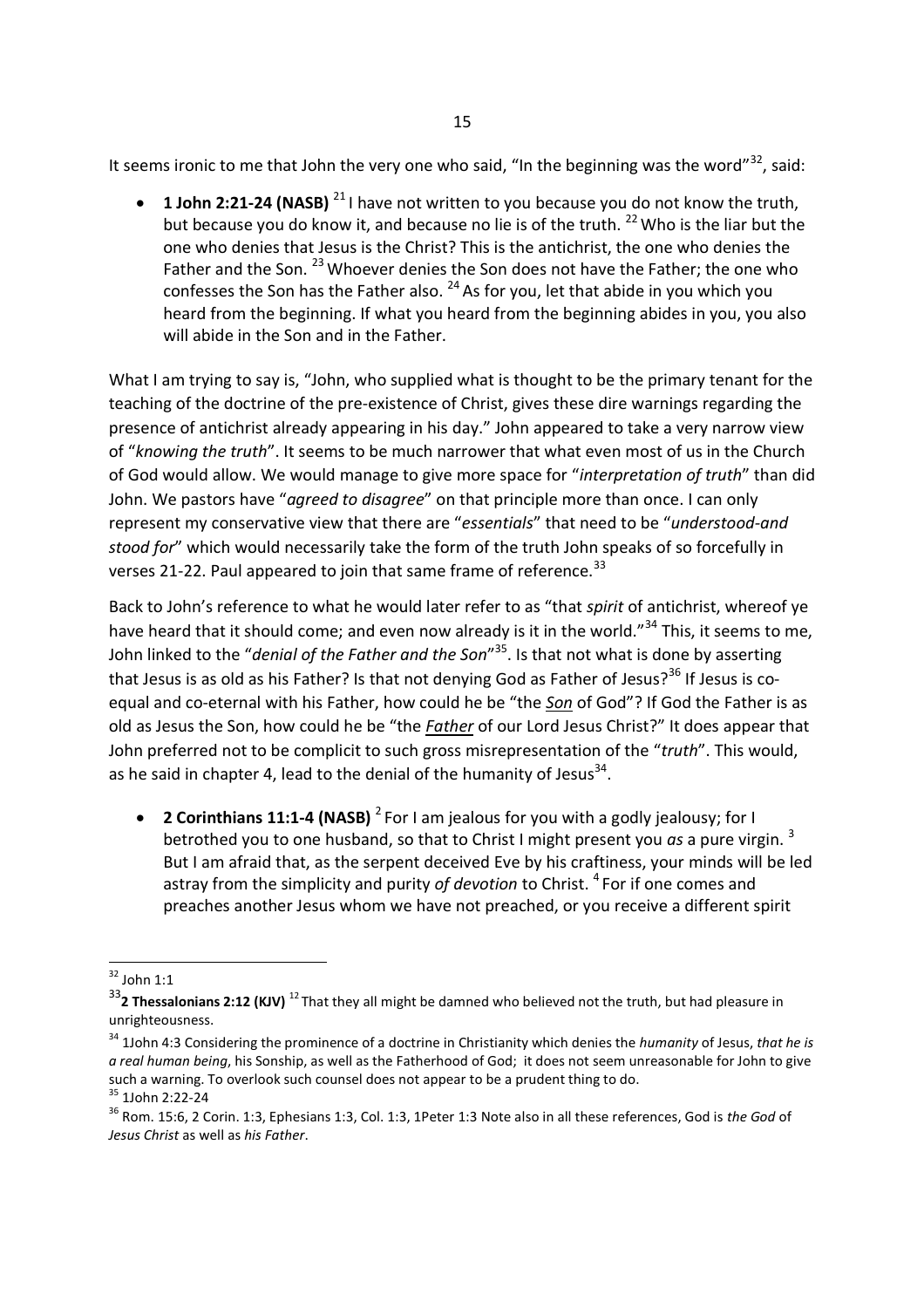It seems ironic to me that John the very one who said, "In the beginning was the word"[32], said:

- **1 John 2:21-24 (NASB)** [21] I have not written to you because you do not know the truth, but because you do know it, and because no lie is of the truth. [22] Who is the liar but the one who denies that Jesus is the Christ? This is the antichrist, the one who denies the Father and the Son. [23] Whoever denies the Son does not have the Father; the one who confesses the Son has the Father also. [24] As for you, let that abide in you which you heard from the beginning. If what you heard from the beginning abides in you, you also will abide in the Son and in the Father.

What I am trying to say is, "John, who supplied what is thought to be the primary tenant for the teaching of the doctrine of the pre-existence of Christ, gives these dire warnings regarding the presence of antichrist already appearing in his day." John appeared to take a very narrow view of "*knowing the truth*". It seems to be much narrower that what even most of us in the Church of God would allow. We would manage to give more space for "*interpretation of truth*" than did John. We pastors have "*agreed to disagree*" on that principle more than once. I can only represent my conservative view that there are "*essentials*" that need to be "*understood-and stood for*" which would necessarily take the form of the truth John speaks of so forcefully in verses 21-22. Paul appeared to join that same frame of reference.[33]

Back to John's reference to what he would later refer to as "that *spirit* of antichrist, whereof ye have heard that it should come; and even now already is it in the world."[34] This, it seems to me, John linked to the "*denial of the Father and the Son*"[35]. Is that not what is done by asserting that Jesus is as old as his Father? Is that not denying God as Father of Jesus?[36] If Jesus is co-equal and co-eternal with his Father, how could he be "the ***Son*** of God"? If God the Father is as old as Jesus the Son, how could he be "the ***Father*** of our Lord Jesus Christ?" It does appear that John preferred not to be complicit to such gross misrepresentation of the "*truth*". This would, as he said in chapter 4, lead to the denial of the humanity of Jesus[34].

- **2 Corinthians 11:1-4 (NASB)** [2] For I am jealous for you with a godly jealousy; for I betrothed you to one husband, so that to Christ I might present you *as* a pure virgin. [3] But I am afraid that, as the serpent deceived Eve by his craftiness, your minds will be led astray from the simplicity and purity *of devotion* to Christ. [4] For if one comes and preaches another Jesus whom we have not preached, or you receive a different spirit

---

[32] John 1:1

[33] **2 Thessalonians 2:12 (KJV)** [12] That they all might be damned who believed not the truth, but had pleasure in unrighteousness.

[34] 1John 4:3 Considering the prominence of a doctrine in Christianity which denies the *humanity* of Jesus, *that he is a real human being*, his Sonship, as well as the Fatherhood of God; it does not seem unreasonable for John to give such a warning. To overlook such counsel does not appear to be a prudent thing to do.

[35] 1John 2:22-24

[36] Rom. 15:6, 2 Corin. 1:3, Ephesians 1:3, Col. 1:3, 1Peter 1:3 Note also in all these references, God is *the God* of *Jesus Christ* as well as *his Father*.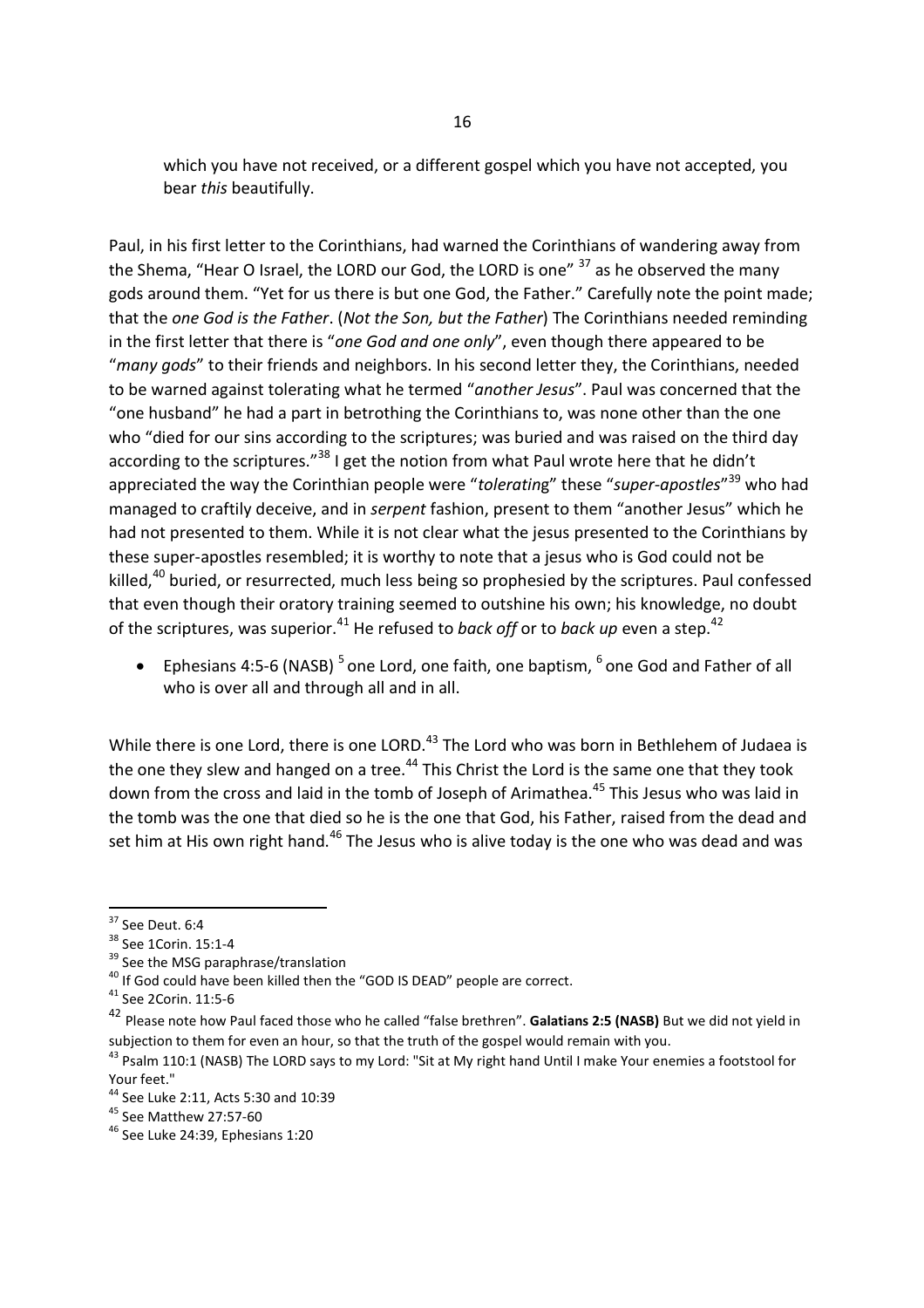which you have not received, or a different gospel which you have not accepted, you bear *this* beautifully.

Paul, in his first letter to the Corinthians, had warned the Corinthians of wandering away from the Shema, "Hear O Israel, the LORD our God, the LORD is one" [37] as he observed the many gods around them. "Yet for us there is but one God, the Father." Carefully note the point made; that the *one God is the Father*. (*Not the Son, but the Father*) The Corinthians needed reminding in the first letter that there is "*one God and one only*", even though there appeared to be "*many gods*" to their friends and neighbors. In his second letter they, the Corinthians, needed to be warned against tolerating what he termed "*another Jesus*". Paul was concerned that the "one husband" he had a part in betrothing the Corinthians to, was none other than the one who "died for our sins according to the scriptures; was buried and was raised on the third day according to the scriptures."[38] I get the notion from what Paul wrote here that he didn't appreciated the way the Corinthian people were "*tolerating*" these "*super-apostles*"[39] who had managed to craftily deceive, and in *serpent* fashion, present to them "another Jesus" which he had not presented to them. While it is not clear what the jesus presented to the Corinthians by these super-apostles resembled; it is worthy to note that a jesus who is God could not be killed,[40] buried, or resurrected, much less being so prophesied by the scriptures. Paul confessed that even though their oratory training seemed to outshine his own; his knowledge, no doubt of the scriptures, was superior.[41] He refused to *back off* or to *back up* even a step.[42]

- Ephesians 4:5-6 (NASB) [5] one Lord, one faith, one baptism, [6] one God and Father of all who is over all and through all and in all.

While there is one Lord, there is one LORD.[43] The Lord who was born in Bethlehem of Judaea is the one they slew and hanged on a tree.[44] This Christ the Lord is the same one that they took down from the cross and laid in the tomb of Joseph of Arimathea.[45] This Jesus who was laid in the tomb was the one that died so he is the one that God, his Father, raised from the dead and set him at His own right hand.[46] The Jesus who is alive today is the one who was dead and was

---

[37] See Deut. 6:4

[38] See 1Corin. 15:1-4

[39] See the MSG paraphrase/translation

[40] If God could have been killed then the "GOD IS DEAD" people are correct.

[41] See 2Corin. 11:5-6

[42] Please note how Paul faced those who he called "false brethren". **Galatians 2:5 (NASB)** But we did not yield in subjection to them for even an hour, so that the truth of the gospel would remain with you.

[43] Psalm 110:1 (NASB) The LORD says to my Lord: "Sit at My right hand Until I make Your enemies a footstool for Your feet."

[44] See Luke 2:11, Acts 5:30 and 10:39

[45] See Matthew 27:57-60

[46] See Luke 24:39, Ephesians 1:20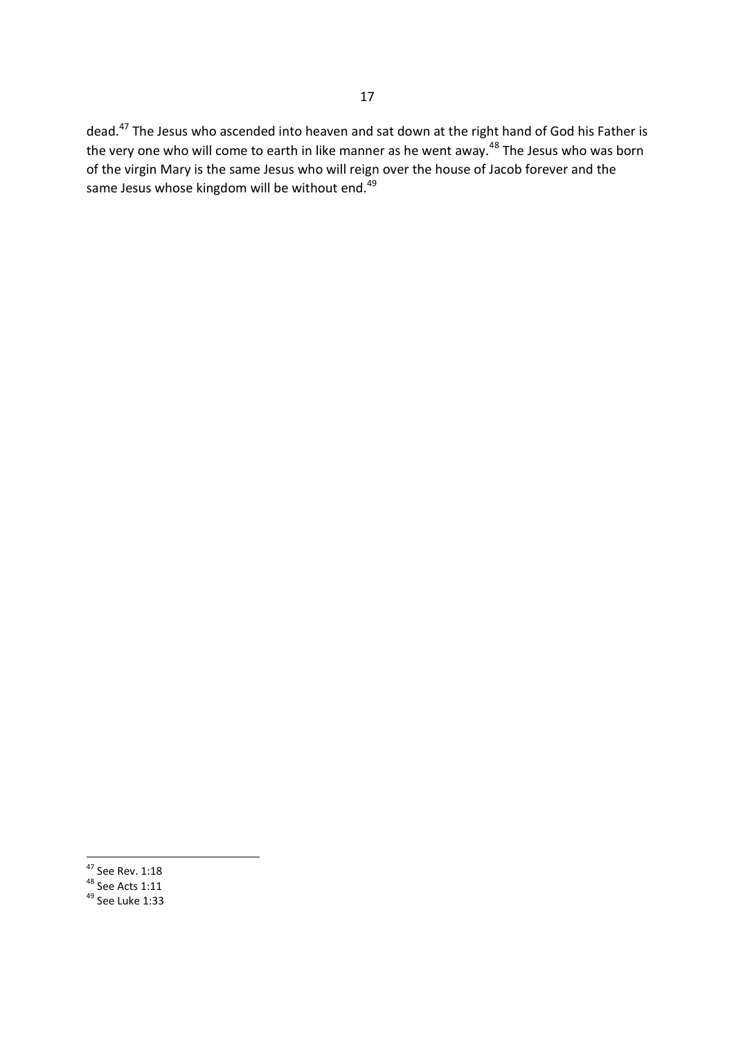dead.[47] The Jesus who ascended into heaven and sat down at the right hand of God his Father is the very one who will come to earth in like manner as he went away.[48] The Jesus who was born of the virgin Mary is the same Jesus who will reign over the house of Jacob forever and the same Jesus whose kingdom will be without end.[49]

---

[47] See Rev. 1:18
[48] See Acts 1:11
[49] See Luke 1:33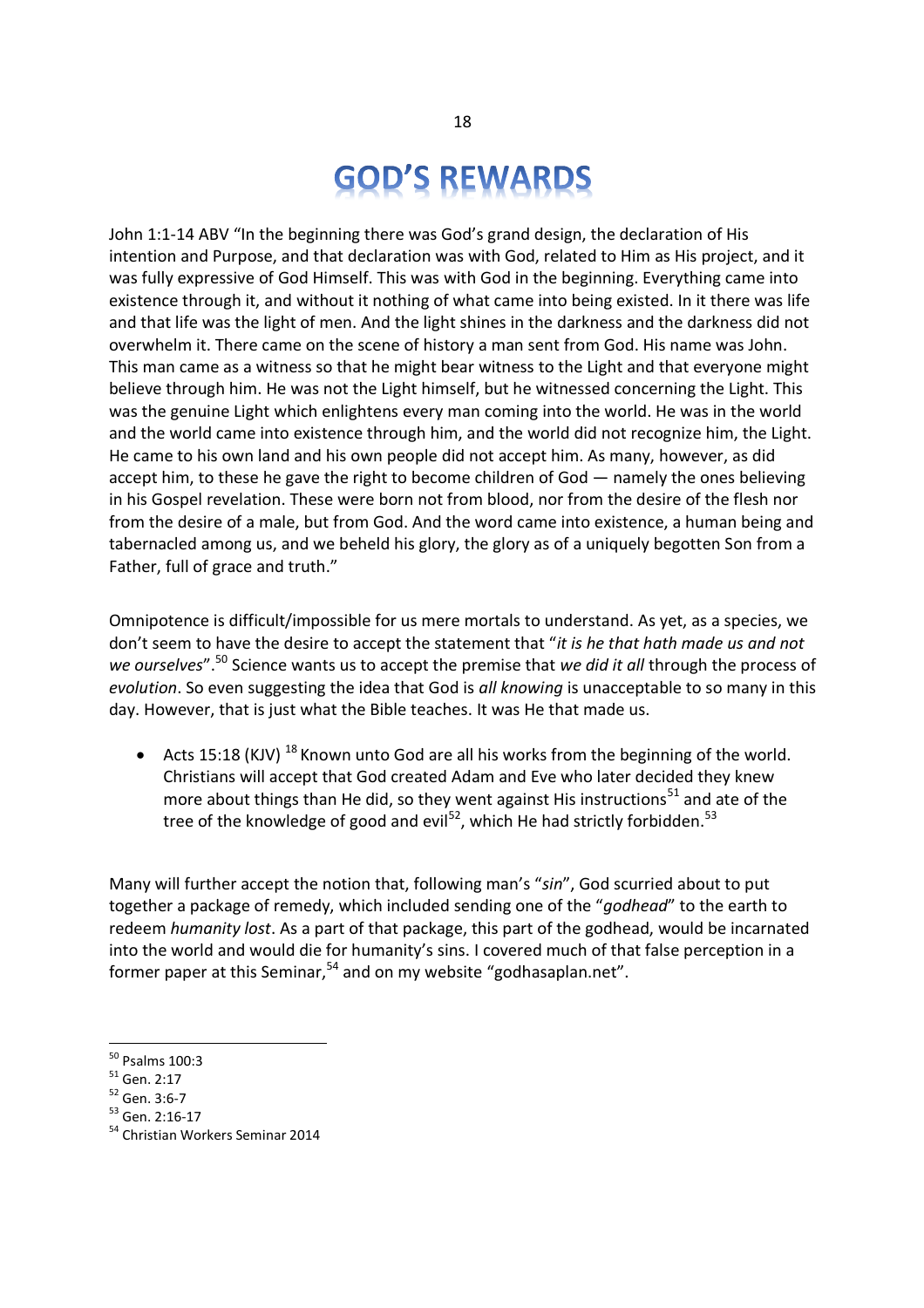# GOD'S REWARDS

John 1:1-14 ABV "In the beginning there was God's grand design, the declaration of His intention and Purpose, and that declaration was with God, related to Him as His project, and it was fully expressive of God Himself. This was with God in the beginning. Everything came into existence through it, and without it nothing of what came into being existed. In it there was life and that life was the light of men. And the light shines in the darkness and the darkness did not overwhelm it. There came on the scene of history a man sent from God. His name was John. This man came as a witness so that he might bear witness to the Light and that everyone might believe through him. He was not the Light himself, but he witnessed concerning the Light. This was the genuine Light which enlightens every man coming into the world. He was in the world and the world came into existence through him, and the world did not recognize him, the Light. He came to his own land and his own people did not accept him. As many, however, as did accept him, to these he gave the right to become children of God — namely the ones believing in his Gospel revelation. These were born not from blood, nor from the desire of the flesh nor from the desire of a male, but from God. And the word came into existence, a human being and tabernacled among us, and we beheld his glory, the glory as of a uniquely begotten Son from a Father, full of grace and truth."

Omnipotence is difficult/impossible for us mere mortals to understand. As yet, as a species, we don't seem to have the desire to accept the statement that "*it is he that hath made us and not we ourselves*".[50] Science wants us to accept the premise that *we did it all* through the process of *evolution*. So even suggesting the idea that God is *all knowing* is unacceptable to so many in this day. However, that is just what the Bible teaches. It was He that made us.

- Acts 15:18 (KJV) [18] Known unto God are all his works from the beginning of the world. Christians will accept that God created Adam and Eve who later decided they knew more about things than He did, so they went against His instructions[51] and ate of the tree of the knowledge of good and evil[52], which He had strictly forbidden.[53]

Many will further accept the notion that, following man's "*sin*", God scurried about to put together a package of remedy, which included sending one of the "*godhead*" to the earth to redeem *humanity lost*. As a part of that package, this part of the godhead, would be incarnated into the world and would die for humanity's sins. I covered much of that false perception in a former paper at this Seminar,[54] and on my website "godhasaplan.net".

[50] Psalms 100:3
[51] Gen. 2:17
[52] Gen. 3:6-7
[53] Gen. 2:16-17
[54] Christian Workers Seminar 2014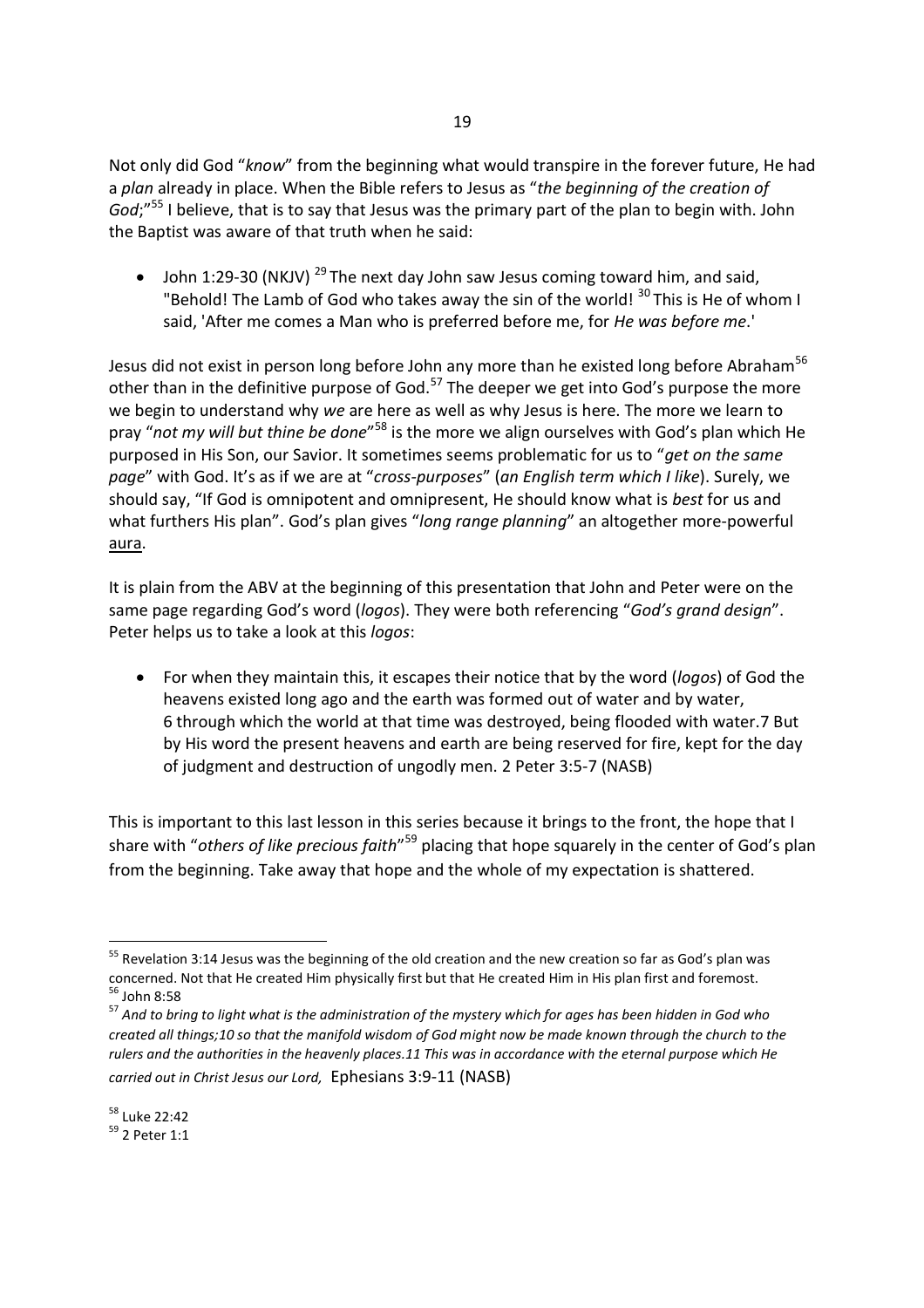Not only did God "*know*" from the beginning what would transpire in the forever future, He had a *plan* already in place. When the Bible refers to Jesus as "*the beginning of the creation of God*;"[55] I believe, that is to say that Jesus was the primary part of the plan to begin with. John the Baptist was aware of that truth when he said:

- John 1:29-30 (NKJV) [29] The next day John saw Jesus coming toward him, and said, "Behold! The Lamb of God who takes away the sin of the world! [30] This is He of whom I said, 'After me comes a Man who is preferred before me, for *He was before me*.'

Jesus did not exist in person long before John any more than he existed long before Abraham[56] other than in the definitive purpose of God.[57] The deeper we get into God's purpose the more we begin to understand why *we* are here as well as why Jesus is here. The more we learn to pray "*not my will but thine be done*"[58] is the more we align ourselves with God's plan which He purposed in His Son, our Savior. It sometimes seems problematic for us to "*get on the same page*" with God. It's as if we are at "*cross-purposes*" (*an English term which I like*). Surely, we should say, "If God is omnipotent and omnipresent, He should know what is *best* for us and what furthers His plan". God's plan gives "*long range planning*" an altogether more-powerful <u>aura</u>.

It is plain from the ABV at the beginning of this presentation that John and Peter were on the same page regarding God's word (*logos*). They were both referencing "*God's grand design*". Peter helps us to take a look at this *logos*:

- For when they maintain this, it escapes their notice that by the word (*logos*) of God the heavens existed long ago and the earth was formed out of water and by water, 6 through which the world at that time was destroyed, being flooded with water.7 But by His word the present heavens and earth are being reserved for fire, kept for the day of judgment and destruction of ungodly men. 2 Peter 3:5-7 (NASB)

This is important to this last lesson in this series because it brings to the front, the hope that I share with "*others of like precious faith*"[59] placing that hope squarely in the center of God's plan from the beginning. Take away that hope and the whole of my expectation is shattered.

---

[55] Revelation 3:14 Jesus was the beginning of the old creation and the new creation so far as God's plan was concerned. Not that He created Him physically first but that He created Him in His plan first and foremost.

[56] John 8:58

[57] *And to bring to light what is the administration of the mystery which for ages has been hidden in God who created all things;10 so that the manifold wisdom of God might now be made known through the church to the rulers and the authorities in the heavenly places.11 This was in accordance with the eternal purpose which He carried out in Christ Jesus our Lord,* Ephesians 3:9-11 (NASB)

[58] Luke 22:42

[59] 2 Peter 1:1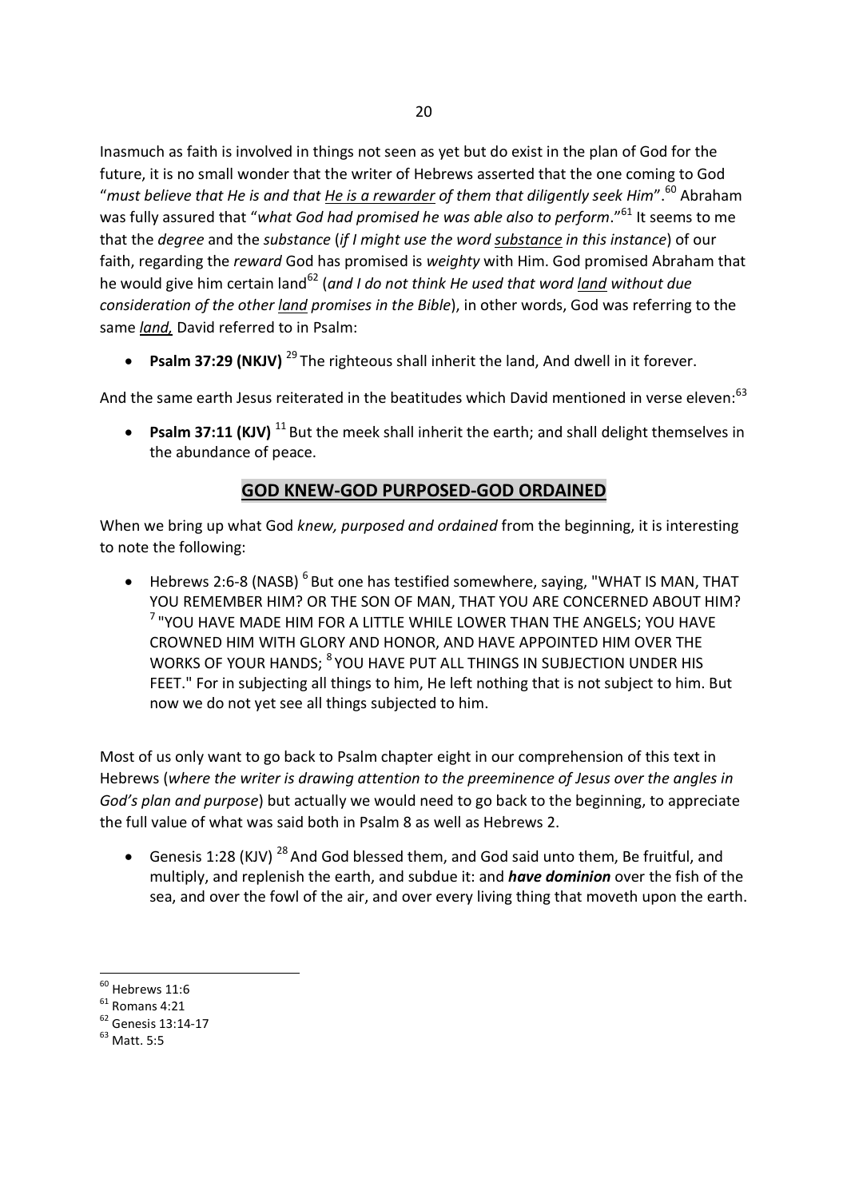Inasmuch as faith is involved in things not seen as yet but do exist in the plan of God for the future, it is no small wonder that the writer of Hebrews asserted that the one coming to God "*must believe that He is and that <u>He is a rewarder</u> of them that diligently seek Him*".[60] Abraham was fully assured that "*what God had promised he was able also to perform*."[61] It seems to me that the *degree* and the *substance* (*if I might use the word <u>substance</u> in this instance*) of our faith, regarding the *reward* God has promised is *weighty* with Him. God promised Abraham that he would give him certain land[62] (*and I do not think He used that word <u>land</u> without due consideration of the other <u>land</u> promises in the Bible*), in other words, God was referring to the same ***<u>land,</u>*** David referred to in Psalm:

- **Psalm 37:29 (NKJV)** [29] The righteous shall inherit the land, And dwell in it forever.

And the same earth Jesus reiterated in the beatitudes which David mentioned in verse eleven:[63]

- **Psalm 37:11 (KJV)** [11] But the meek shall inherit the earth; and shall delight themselves in the abundance of peace.

## <u>GOD KNEW-GOD PURPOSED-GOD ORDAINED</u>

When we bring up what God *knew, purposed and ordained* from the beginning, it is interesting to note the following:

- Hebrews 2:6-8 (NASB) [6] But one has testified somewhere, saying, "WHAT IS MAN, THAT YOU REMEMBER HIM? OR THE SON OF MAN, THAT YOU ARE CONCERNED ABOUT HIM? [7] "YOU HAVE MADE HIM FOR A LITTLE WHILE LOWER THAN THE ANGELS; YOU HAVE CROWNED HIM WITH GLORY AND HONOR, AND HAVE APPOINTED HIM OVER THE WORKS OF YOUR HANDS; [8] YOU HAVE PUT ALL THINGS IN SUBJECTION UNDER HIS FEET." For in subjecting all things to him, He left nothing that is not subject to him. But now we do not yet see all things subjected to him.

Most of us only want to go back to Psalm chapter eight in our comprehension of this text in Hebrews (*where the writer is drawing attention to the preeminence of Jesus over the angles in God's plan and purpose*) but actually we would need to go back to the beginning, to appreciate the full value of what was said both in Psalm 8 as well as Hebrews 2.

- Genesis 1:28 (KJV) [28] And God blessed them, and God said unto them, Be fruitful, and multiply, and replenish the earth, and subdue it: and ***have dominion*** over the fish of the sea, and over the fowl of the air, and over every living thing that moveth upon the earth.

---

[60] Hebrews 11:6

[61] Romans 4:21

[62] Genesis 13:14-17

[63] Matt. 5:5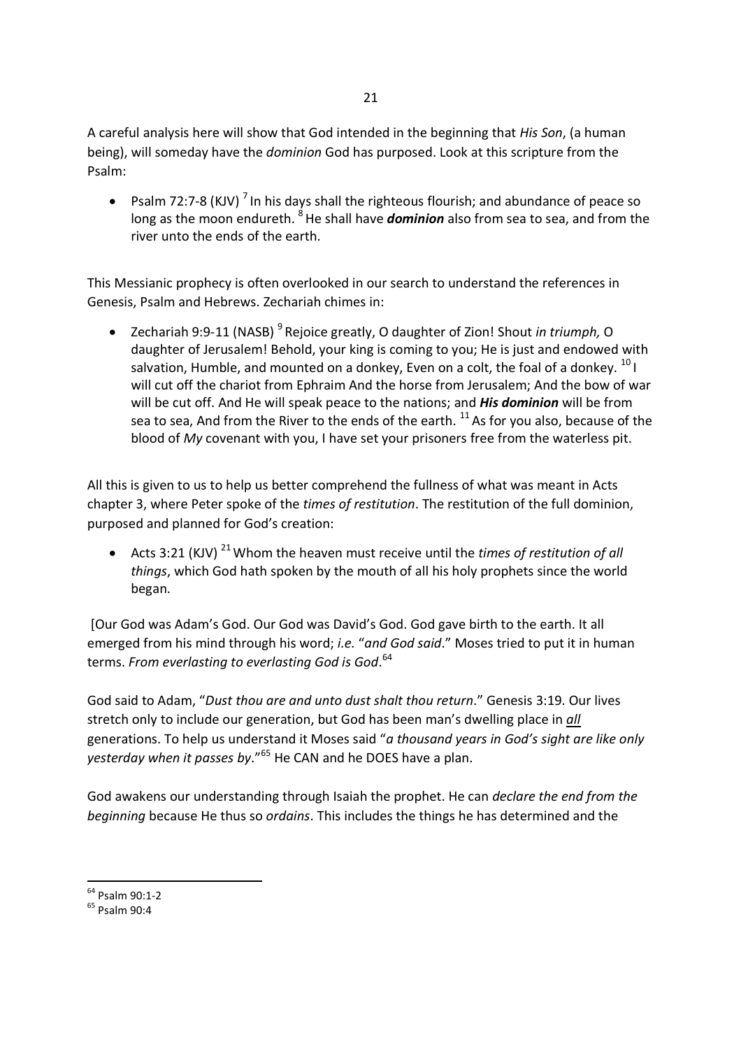A careful analysis here will show that God intended in the beginning that *His Son*, (a human being), will someday have the *dominion* God has purposed. Look at this scripture from the Psalm:

- Psalm 72:7-8 (KJV) 7 In his days shall the righteous flourish; and abundance of peace so long as the moon endureth. 8 He shall have ***dominion*** also from sea to sea, and from the river unto the ends of the earth.

This Messianic prophecy is often overlooked in our search to understand the references in Genesis, Psalm and Hebrews. Zechariah chimes in:

- Zechariah 9:9-11 (NASB) 9 Rejoice greatly, O daughter of Zion! Shout *in triumph,* O daughter of Jerusalem! Behold, your king is coming to you; He is just and endowed with salvation, Humble, and mounted on a donkey, Even on a colt, the foal of a donkey. 10 I will cut off the chariot from Ephraim And the horse from Jerusalem; And the bow of war will be cut off. And He will speak peace to the nations; and ***His dominion*** will be from sea to sea, And from the River to the ends of the earth. 11 As for you also, because of the blood of *My* covenant with you, I have set your prisoners free from the waterless pit.

All this is given to us to help us better comprehend the fullness of what was meant in Acts chapter 3, where Peter spoke of the *times of restitution*. The restitution of the full dominion, purposed and planned for God's creation:

- Acts 3:21 (KJV) 21 Whom the heaven must receive until the *times of restitution of all things*, which God hath spoken by the mouth of all his holy prophets since the world began.

[Our God was Adam's God. Our God was David's God. God gave birth to the earth. It all emerged from his mind through his word; *i.e.* "*and God said*." Moses tried to put it in human terms. *From everlasting to everlasting God is God*.[64]

God said to Adam, "*Dust thou are and unto dust shalt thou return*." Genesis 3:19. Our lives stretch only to include our generation, but God has been man's dwelling place in ***all*** generations. To help us understand it Moses said "*a thousand years in God's sight are like only yesterday when it passes by*."[65] He CAN and he DOES have a plan.

God awakens our understanding through Isaiah the prophet. He can *declare the end from the beginning* because He thus so *ordains*. This includes the things he has determined and the

---

[64] Psalm 90:1-2

[65] Psalm 90:4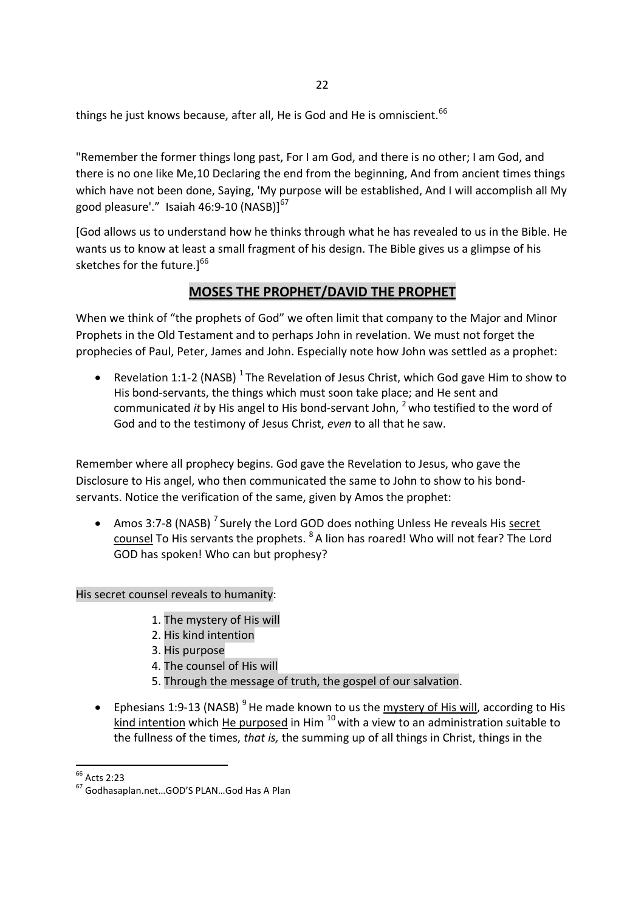things he just knows because, after all, He is God and He is omniscient.[66]

"Remember the former things long past, For I am God, and there is no other; I am God, and there is no one like Me,10 Declaring the end from the beginning, And from ancient times things which have not been done, Saying, 'My purpose will be established, And I will accomplish all My good pleasure'." Isaiah 46:9-10 (NASB)][67]

[God allows us to understand how he thinks through what he has revealed to us in the Bible. He wants us to know at least a small fragment of his design. The Bible gives us a glimpse of his sketches for the future.][66]

## MOSES THE PROPHET/DAVID THE PROPHET

When we think of "the prophets of God" we often limit that company to the Major and Minor Prophets in the Old Testament and to perhaps John in revelation. We must not forget the prophecies of Paul, Peter, James and John. Especially note how John was settled as a prophet:

- Revelation 1:1-2 (NASB) [1] The Revelation of Jesus Christ, which God gave Him to show to His bond-servants, the things which must soon take place; and He sent and communicated *it* by His angel to His bond-servant John, [2] who testified to the word of God and to the testimony of Jesus Christ, *even* to all that he saw.

Remember where all prophecy begins. God gave the Revelation to Jesus, who gave the Disclosure to His angel, who then communicated the same to John to show to his bond-servants. Notice the verification of the same, given by Amos the prophet:

- Amos 3:7-8 (NASB) [7] Surely the Lord GOD does nothing Unless He reveals His secret counsel To His servants the prophets. [8] A lion has roared! Who will not fear? The Lord GOD has spoken! Who can but prophesy?

His secret counsel reveals to humanity:

1. The mystery of His will
2. His kind intention
3. His purpose
4. The counsel of His will
5. Through the message of truth, the gospel of our salvation.

- Ephesians 1:9-13 (NASB) [9] He made known to us the mystery of His will, according to His kind intention which He purposed in Him [10] with a view to an administration suitable to the fullness of the times, *that is,* the summing up of all things in Christ, things in the

---

[66] Acts 2:23

[67] Godhasaplan.net…GOD'S PLAN…God Has A Plan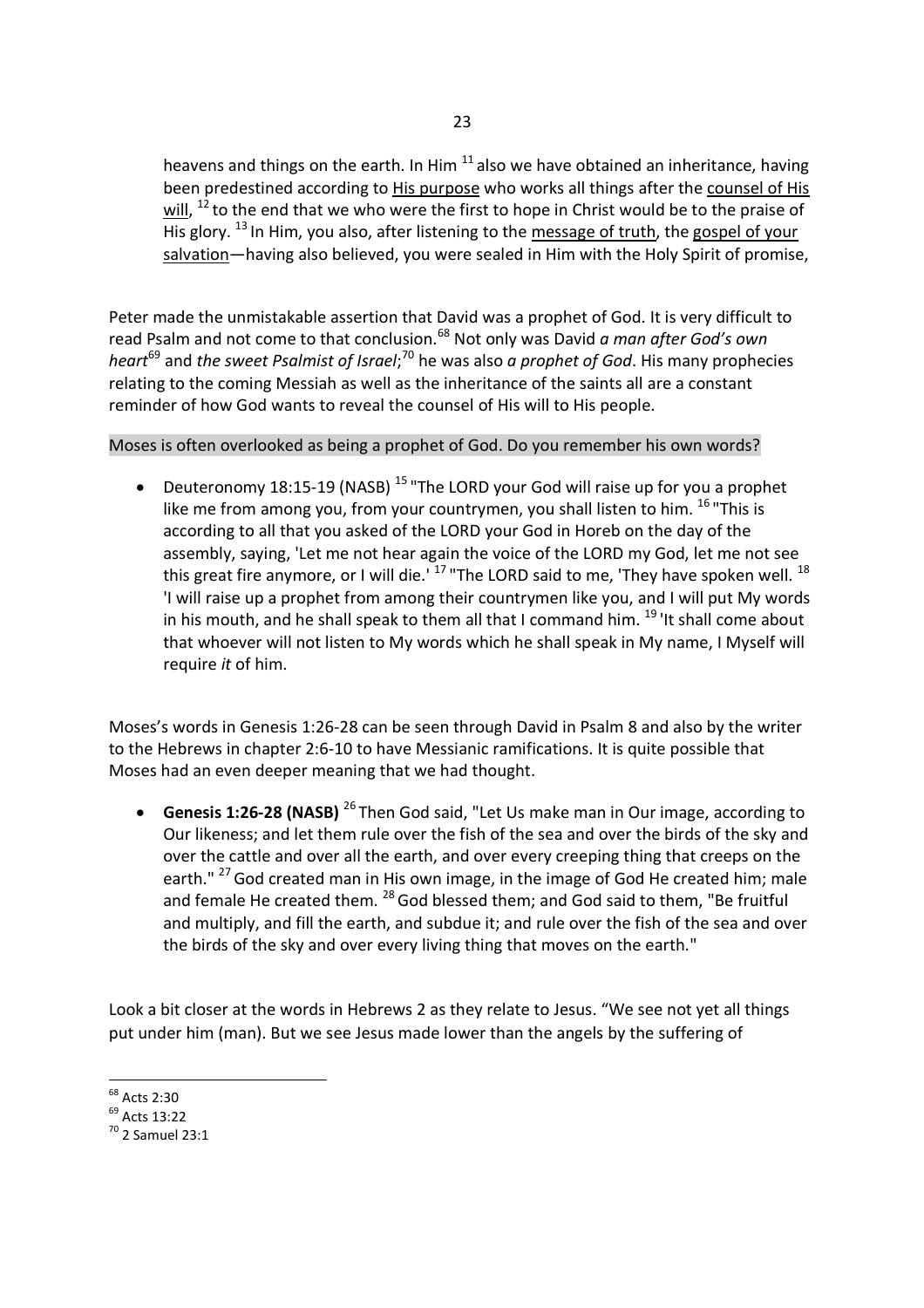heavens and things on the earth. In Him [11] also we have obtained an inheritance, having been predestined according to <u>His purpose</u> who works all things after the <u>counsel of His will</u>, [12] to the end that we who were the first to hope in Christ would be to the praise of His glory. [13] In Him, you also, after listening to the <u>message of truth</u>, the <u>gospel of your salvation</u>—having also believed, you were sealed in Him with the Holy Spirit of promise,

Peter made the unmistakable assertion that David was a prophet of God. It is very difficult to read Psalm and not come to that conclusion.[68] Not only was David *a man after God's own heart*[69] and *the sweet Psalmist of Israel*;[70] he was also *a prophet of God*. His many prophecies relating to the coming Messiah as well as the inheritance of the saints all are a constant reminder of how God wants to reveal the counsel of His will to His people.

Moses is often overlooked as being a prophet of God. Do you remember his own words?

- Deuteronomy 18:15-19 (NASB) [15] "The LORD your God will raise up for you a prophet like me from among you, from your countrymen, you shall listen to him. [16] "This is according to all that you asked of the LORD your God in Horeb on the day of the assembly, saying, 'Let me not hear again the voice of the LORD my God, let me not see this great fire anymore, or I will die.' [17] "The LORD said to me, 'They have spoken well. [18] 'I will raise up a prophet from among their countrymen like you, and I will put My words in his mouth, and he shall speak to them all that I command him. [19] 'It shall come about that whoever will not listen to My words which he shall speak in My name, I Myself will require *it* of him.

Moses's words in Genesis 1:26-28 can be seen through David in Psalm 8 and also by the writer to the Hebrews in chapter 2:6-10 to have Messianic ramifications. It is quite possible that Moses had an even deeper meaning that we had thought.

- **Genesis 1:26-28 (NASB)** [26] Then God said, "Let Us make man in Our image, according to Our likeness; and let them rule over the fish of the sea and over the birds of the sky and over the cattle and over all the earth, and over every creeping thing that creeps on the earth." [27] God created man in His own image, in the image of God He created him; male and female He created them. [28] God blessed them; and God said to them, "Be fruitful and multiply, and fill the earth, and subdue it; and rule over the fish of the sea and over the birds of the sky and over every living thing that moves on the earth."

Look a bit closer at the words in Hebrews 2 as they relate to Jesus. "We see not yet all things put under him (man). But we see Jesus made lower than the angels by the suffering of

---

[68] Acts 2:30

[69] Acts 13:22

[70] 2 Samuel 23:1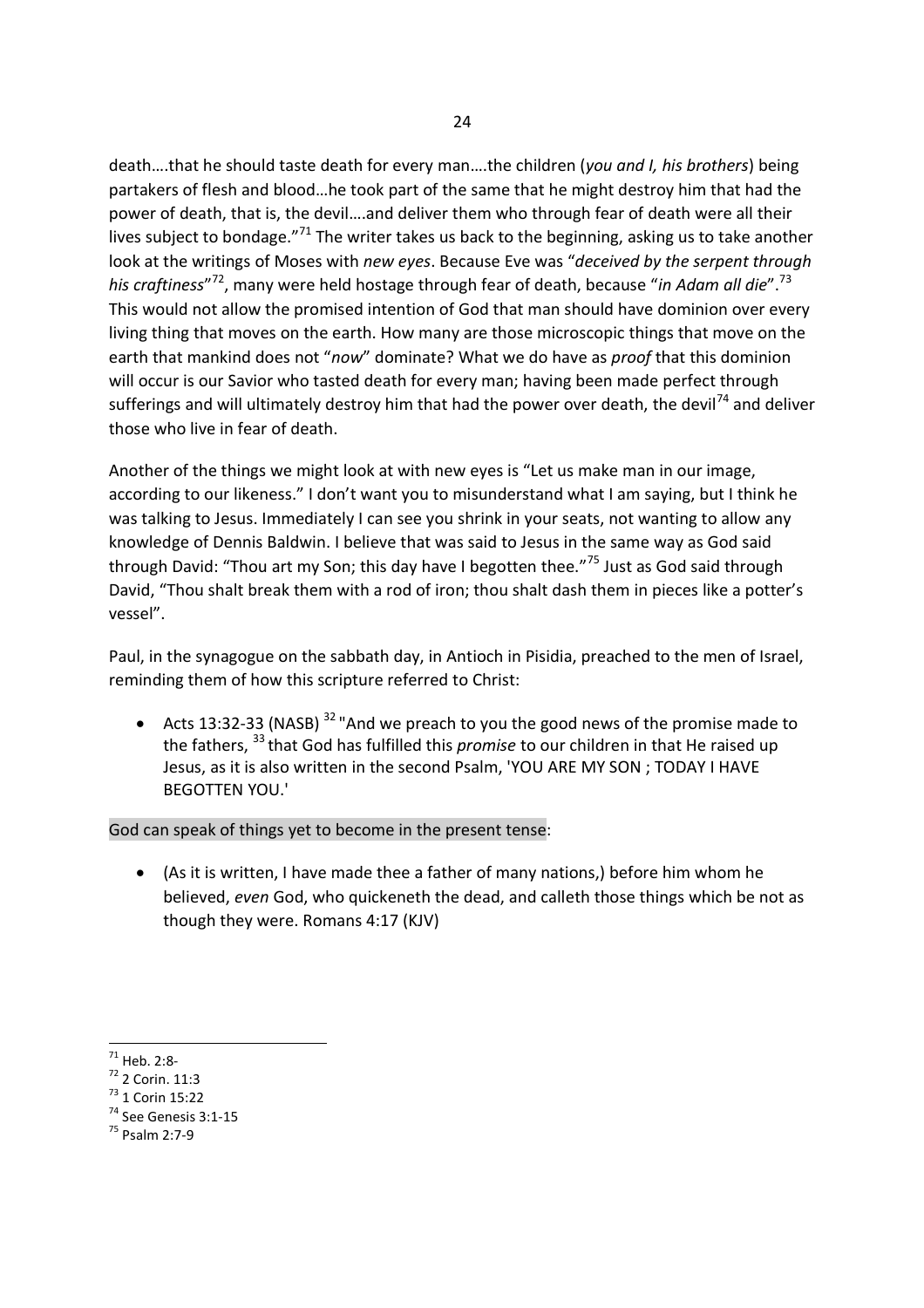death….that he should taste death for every man….the children (*you and I, his brothers*) being partakers of flesh and blood…he took part of the same that he might destroy him that had the power of death, that is, the devil….and deliver them who through fear of death were all their lives subject to bondage."[71] The writer takes us back to the beginning, asking us to take another look at the writings of Moses with *new eyes*. Because Eve was "*deceived by the serpent through his craftiness*"[72], many were held hostage through fear of death, because "*in Adam all die*".[73] This would not allow the promised intention of God that man should have dominion over every living thing that moves on the earth. How many are those microscopic things that move on the earth that mankind does not "*now*" dominate? What we do have as *proof* that this dominion will occur is our Savior who tasted death for every man; having been made perfect through sufferings and will ultimately destroy him that had the power over death, the devil[74] and deliver those who live in fear of death.

Another of the things we might look at with new eyes is "Let us make man in our image, according to our likeness." I don't want you to misunderstand what I am saying, but I think he was talking to Jesus. Immediately I can see you shrink in your seats, not wanting to allow any knowledge of Dennis Baldwin. I believe that was said to Jesus in the same way as God said through David: "Thou art my Son; this day have I begotten thee."[75] Just as God said through David, "Thou shalt break them with a rod of iron; thou shalt dash them in pieces like a potter's vessel".

Paul, in the synagogue on the sabbath day, in Antioch in Pisidia, preached to the men of Israel, reminding them of how this scripture referred to Christ:

- Acts 13:32-33 (NASB) [32] "And we preach to you the good news of the promise made to the fathers, [33] that God has fulfilled this *promise* to our children in that He raised up Jesus, as it is also written in the second Psalm, 'YOU ARE MY SON ; TODAY I HAVE BEGOTTEN YOU.'

God can speak of things yet to become in the present tense:

- (As it is written, I have made thee a father of many nations,) before him whom he believed, *even* God, who quickeneth the dead, and calleth those things which be not as though they were. Romans 4:17 (KJV)

---

[71] Heb. 2:8-
[72] 2 Corin. 11:3
[73] 1 Corin 15:22
[74] See Genesis 3:1-15
[75] Psalm 2:7-9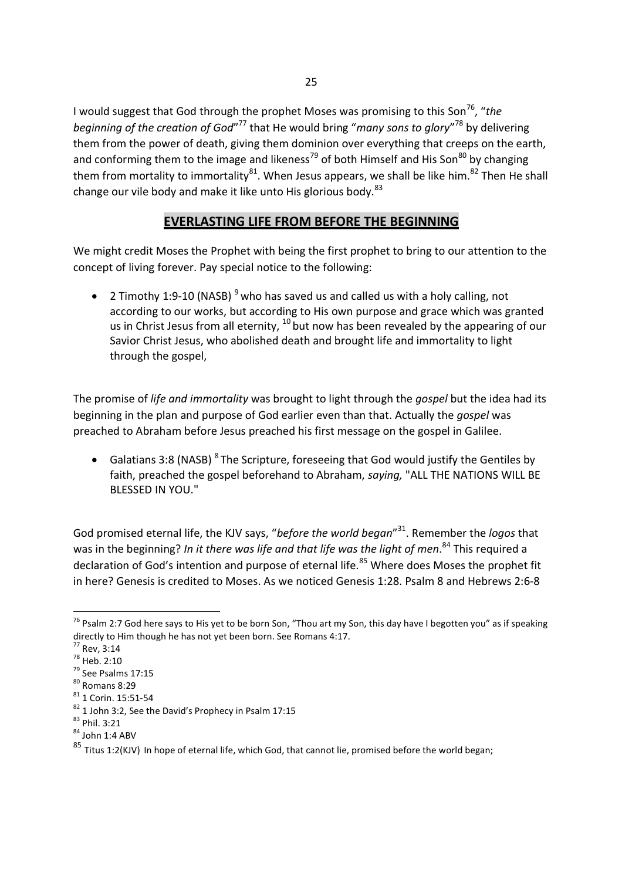I would suggest that God through the prophet Moses was promising to this Son[76], "*the beginning of the creation of God*"[77] that He would bring "*many sons to glory*"[78] by delivering them from the power of death, giving them dominion over everything that creeps on the earth, and conforming them to the image and likeness[79] of both Himself and His Son[80] by changing them from mortality to immortality[81]. When Jesus appears, we shall be like him.[82] Then He shall change our vile body and make it like unto His glorious body.[83]

## EVERLASTING LIFE FROM BEFORE THE BEGINNING

We might credit Moses the Prophet with being the first prophet to bring to our attention to the concept of living forever. Pay special notice to the following:

- 2 Timothy 1:9-10 (NASB) [9] who has saved us and called us with a holy calling, not according to our works, but according to His own purpose and grace which was granted us in Christ Jesus from all eternity, [10] but now has been revealed by the appearing of our Savior Christ Jesus, who abolished death and brought life and immortality to light through the gospel,

The promise of *life and immortality* was brought to light through the *gospel* but the idea had its beginning in the plan and purpose of God earlier even than that. Actually the *gospel* was preached to Abraham before Jesus preached his first message on the gospel in Galilee.

- Galatians 3:8 (NASB) [8] The Scripture, foreseeing that God would justify the Gentiles by faith, preached the gospel beforehand to Abraham, *saying,* "ALL THE NATIONS WILL BE BLESSED IN YOU."

God promised eternal life, the KJV says, "*before the world began*"[31]. Remember the *logos* that was in the beginning? *In it there was life and that life was the light of men*.[84] This required a declaration of God's intention and purpose of eternal life.[85] Where does Moses the prophet fit in here? Genesis is credited to Moses. As we noticed Genesis 1:28. Psalm 8 and Hebrews 2:6-8

---

[76] Psalm 2:7 God here says to His yet to be born Son, "Thou art my Son, this day have I begotten you" as if speaking directly to Him though he has not yet been born. See Romans 4:17.

[77] Rev, 3:14

[78] Heb. 2:10

[79] See Psalms 17:15

[80] Romans 8:29

[81] 1 Corin. 15:51-54

[82] 1 John 3:2, See the David's Prophecy in Psalm 17:15

[83] Phil. 3:21

[84] John 1:4 ABV

[85] Titus 1:2(KJV) In hope of eternal life, which God, that cannot lie, promised before the world began;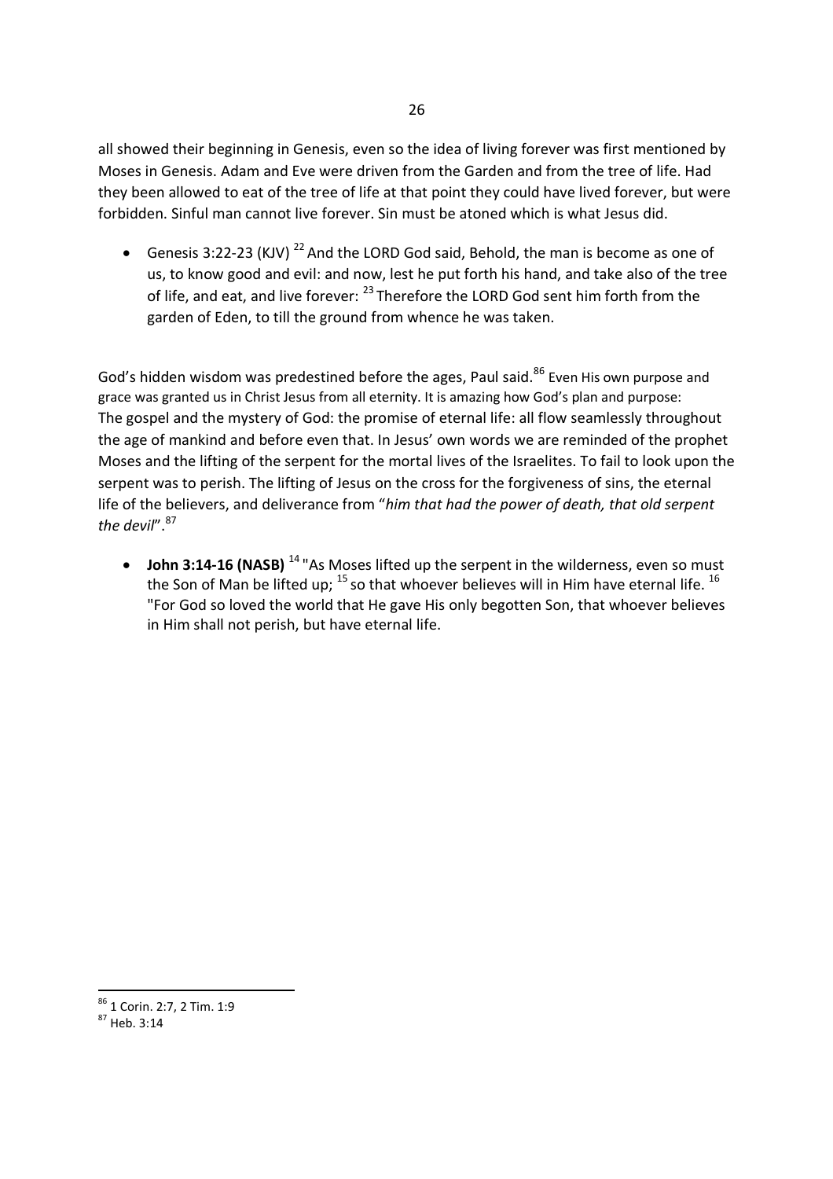all showed their beginning in Genesis, even so the idea of living forever was first mentioned by Moses in Genesis. Adam and Eve were driven from the Garden and from the tree of life. Had they been allowed to eat of the tree of life at that point they could have lived forever, but were forbidden. Sinful man cannot live forever. Sin must be atoned which is what Jesus did.

- Genesis 3:22-23 (KJV) [22] And the LORD God said, Behold, the man is become as one of us, to know good and evil: and now, lest he put forth his hand, and take also of the tree of life, and eat, and live forever: [23] Therefore the LORD God sent him forth from the garden of Eden, to till the ground from whence he was taken.

God's hidden wisdom was predestined before the ages, Paul said.[86] Even His own purpose and grace was granted us in Christ Jesus from all eternity. It is amazing how God's plan and purpose: The gospel and the mystery of God: the promise of eternal life: all flow seamlessly throughout the age of mankind and before even that. In Jesus' own words we are reminded of the prophet Moses and the lifting of the serpent for the mortal lives of the Israelites. To fail to look upon the serpent was to perish. The lifting of Jesus on the cross for the forgiveness of sins, the eternal life of the believers, and deliverance from "*him that had the power of death, that old serpent the devil*".[87]

- **John 3:14-16 (NASB)** [14] "As Moses lifted up the serpent in the wilderness, even so must the Son of Man be lifted up; [15] so that whoever believes will in Him have eternal life. [16] "For God so loved the world that He gave His only begotten Son, that whoever believes in Him shall not perish, but have eternal life.

[86] 1 Corin. 2:7, 2 Tim. 1:9

[87] Heb. 3:14